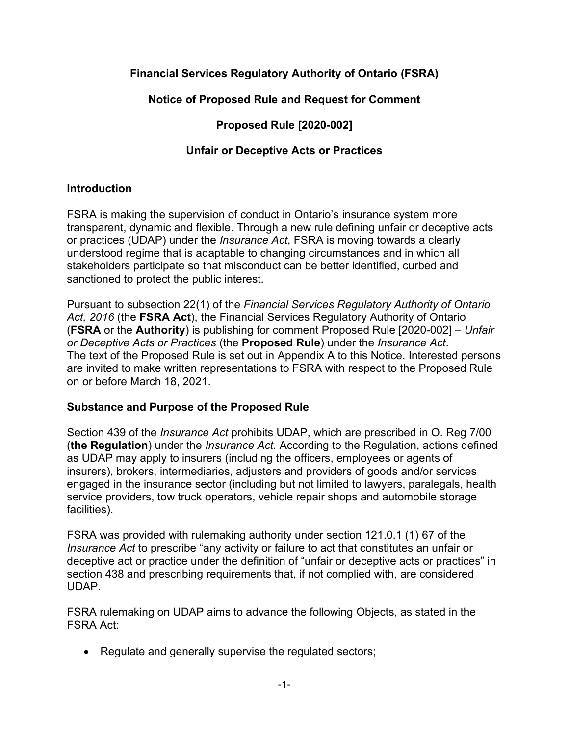# Financial Services Regulatory Authority of Ontario (FSRA)

## Notice of Proposed Rule and Request for Comment

## Proposed Rule [2020-002]

## Unfair or Deceptive Acts or Practices

### Introduction

FSRA is making the supervision of conduct in Ontario's insurance system more transparent, dynamic and flexible. Through a new rule defining unfair or deceptive acts or practices (UDAP) under the *Insurance Act*, FSRA is moving towards a clearly understood regime that is adaptable to changing circumstances and in which all stakeholders participate so that misconduct can be better identified, curbed and sanctioned to protect the public interest.

Pursuant to subsection 22(1) of the *Financial Services Regulatory Authority of Ontario Act, 2016* (the **FSRA Act**), the Financial Services Regulatory Authority of Ontario (**FSRA** or the **Authority**) is publishing for comment Proposed Rule [2020-002] – *Unfair or Deceptive Acts or Practices* (the **Proposed Rule**) under the *Insurance Act*. The text of the Proposed Rule is set out in Appendix A to this Notice. Interested persons are invited to make written representations to FSRA with respect to the Proposed Rule on or before March 18, 2021.

### Substance and Purpose of the Proposed Rule

Section 439 of the *Insurance Act* prohibits UDAP, which are prescribed in O. Reg 7/00 (**the Regulation**) under the *Insurance Act.* According to the Regulation, actions defined as UDAP may apply to insurers (including the officers, employees or agents of insurers), brokers, intermediaries, adjusters and providers of goods and/or services engaged in the insurance sector (including but not limited to lawyers, paralegals, health service providers, tow truck operators, vehicle repair shops and automobile storage facilities).

FSRA was provided with rulemaking authority under section 121.0.1 (1) 67 of the *Insurance Act* to prescribe "any activity or failure to act that constitutes an unfair or deceptive act or practice under the definition of "unfair or deceptive acts or practices" in section 438 and prescribing requirements that, if not complied with, are considered UDAP.

FSRA rulemaking on UDAP aims to advance the following Objects, as stated in the FSRA Act:

- Regulate and generally supervise the regulated sectors;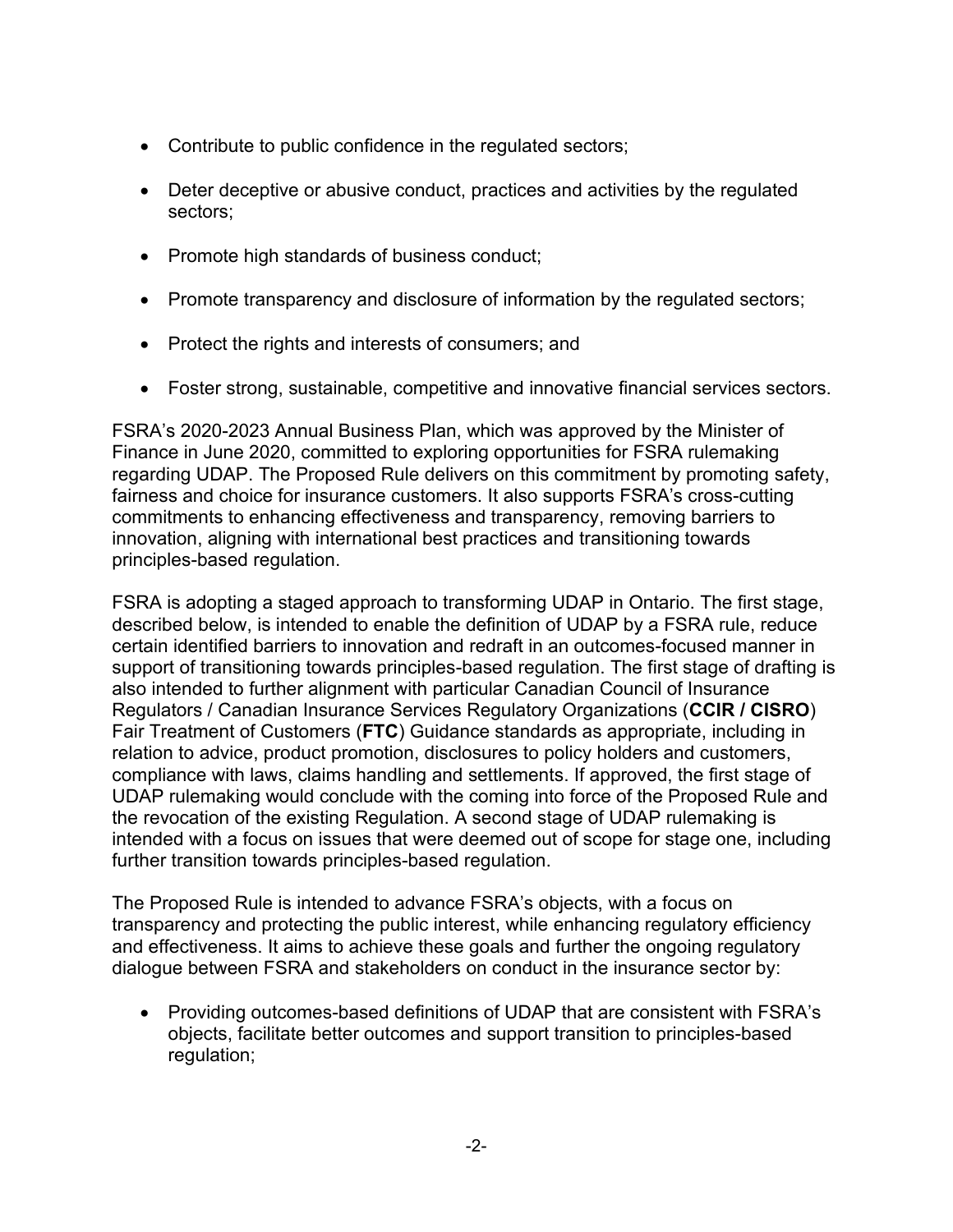- Contribute to public confidence in the regulated sectors;
- Deter deceptive or abusive conduct, practices and activities by the regulated sectors;
- Promote high standards of business conduct;
- Promote transparency and disclosure of information by the regulated sectors;
- Protect the rights and interests of consumers; and
- Foster strong, sustainable, competitive and innovative financial services sectors.

FSRA's 2020-2023 Annual Business Plan, which was approved by the Minister of Finance in June 2020, committed to exploring opportunities for FSRA rulemaking regarding UDAP. The Proposed Rule delivers on this commitment by promoting safety, fairness and choice for insurance customers. It also supports FSRA's cross-cutting commitments to enhancing effectiveness and transparency, removing barriers to innovation, aligning with international best practices and transitioning towards principles-based regulation.

FSRA is adopting a staged approach to transforming UDAP in Ontario. The first stage, described below, is intended to enable the definition of UDAP by a FSRA rule, reduce certain identified barriers to innovation and redraft in an outcomes-focused manner in support of transitioning towards principles-based regulation. The first stage of drafting is also intended to further alignment with particular Canadian Council of Insurance Regulators / Canadian Insurance Services Regulatory Organizations (**CCIR / CISRO**) Fair Treatment of Customers (**FTC**) Guidance standards as appropriate, including in relation to advice, product promotion, disclosures to policy holders and customers, compliance with laws, claims handling and settlements. If approved, the first stage of UDAP rulemaking would conclude with the coming into force of the Proposed Rule and the revocation of the existing Regulation. A second stage of UDAP rulemaking is intended with a focus on issues that were deemed out of scope for stage one, including further transition towards principles-based regulation.

The Proposed Rule is intended to advance FSRA's objects, with a focus on transparency and protecting the public interest, while enhancing regulatory efficiency and effectiveness. It aims to achieve these goals and further the ongoing regulatory dialogue between FSRA and stakeholders on conduct in the insurance sector by:

- Providing outcomes-based definitions of UDAP that are consistent with FSRA's objects, facilitate better outcomes and support transition to principles-based regulation;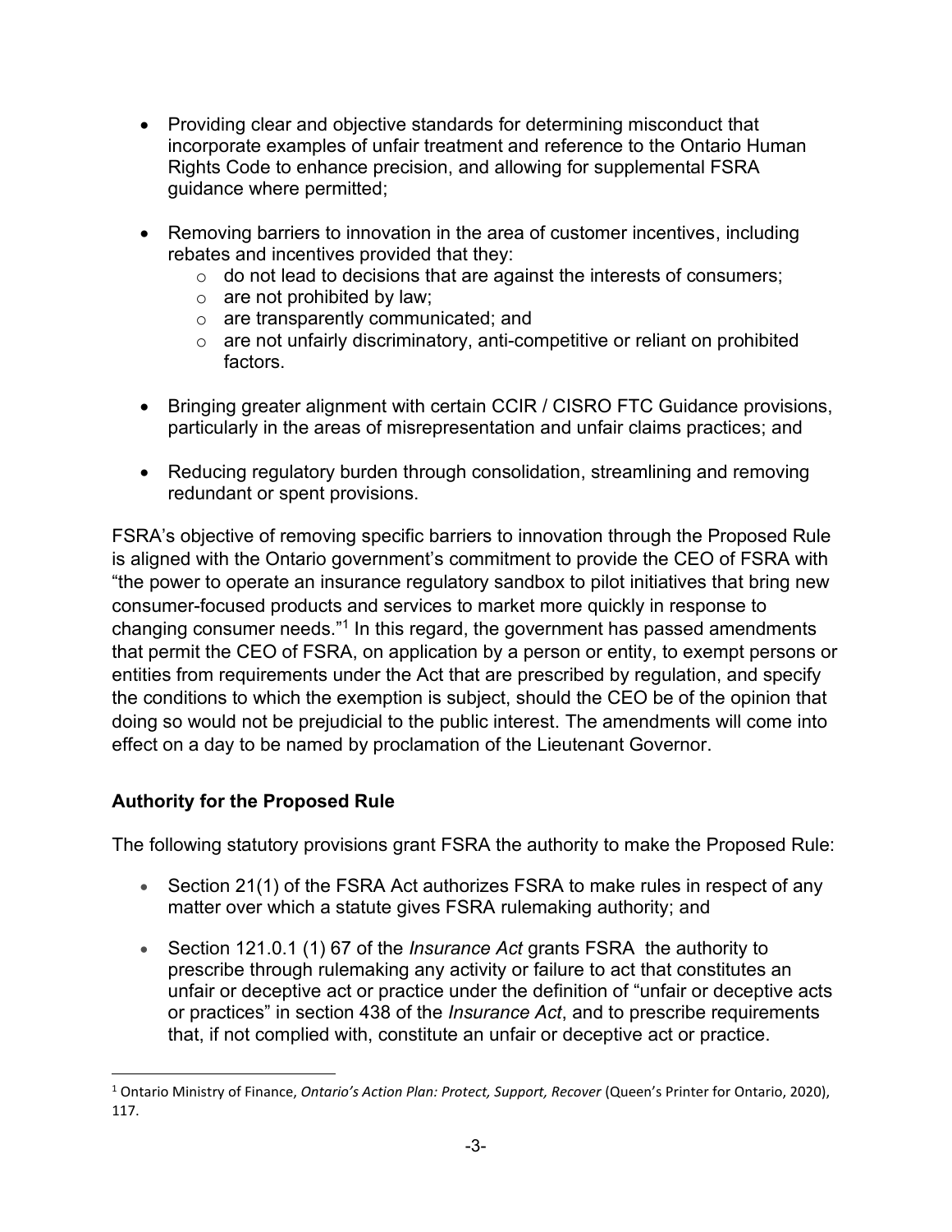- Providing clear and objective standards for determining misconduct that incorporate examples of unfair treatment and reference to the Ontario Human Rights Code to enhance precision, and allowing for supplemental FSRA guidance where permitted;

- Removing barriers to innovation in the area of customer incentives, including rebates and incentives provided that they:
  - do not lead to decisions that are against the interests of consumers;
  - are not prohibited by law;
  - are transparently communicated; and
  - are not unfairly discriminatory, anti-competitive or reliant on prohibited factors.

- Bringing greater alignment with certain CCIR / CISRO FTC Guidance provisions, particularly in the areas of misrepresentation and unfair claims practices; and

- Reducing regulatory burden through consolidation, streamlining and removing redundant or spent provisions.

FSRA's objective of removing specific barriers to innovation through the Proposed Rule is aligned with the Ontario government's commitment to provide the CEO of FSRA with "the power to operate an insurance regulatory sandbox to pilot initiatives that bring new consumer-focused products and services to market more quickly in response to changing consumer needs."[1] In this regard, the government has passed amendments that permit the CEO of FSRA, on application by a person or entity, to exempt persons or entities from requirements under the Act that are prescribed by regulation, and specify the conditions to which the exemption is subject, should the CEO be of the opinion that doing so would not be prejudicial to the public interest. The amendments will come into effect on a day to be named by proclamation of the Lieutenant Governor.

**Authority for the Proposed Rule**

The following statutory provisions grant FSRA the authority to make the Proposed Rule:

- Section 21(1) of the FSRA Act authorizes FSRA to make rules in respect of any matter over which a statute gives FSRA rulemaking authority; and

- Section 121.0.1 (1) 67 of the *Insurance Act* grants FSRA the authority to prescribe through rulemaking any activity or failure to act that constitutes an unfair or deceptive act or practice under the definition of "unfair or deceptive acts or practices" in section 438 of the *Insurance Act*, and to prescribe requirements that, if not complied with, constitute an unfair or deceptive act or practice.

[1] Ontario Ministry of Finance, *Ontario's Action Plan: Protect, Support, Recover* (Queen's Printer for Ontario, 2020), 117.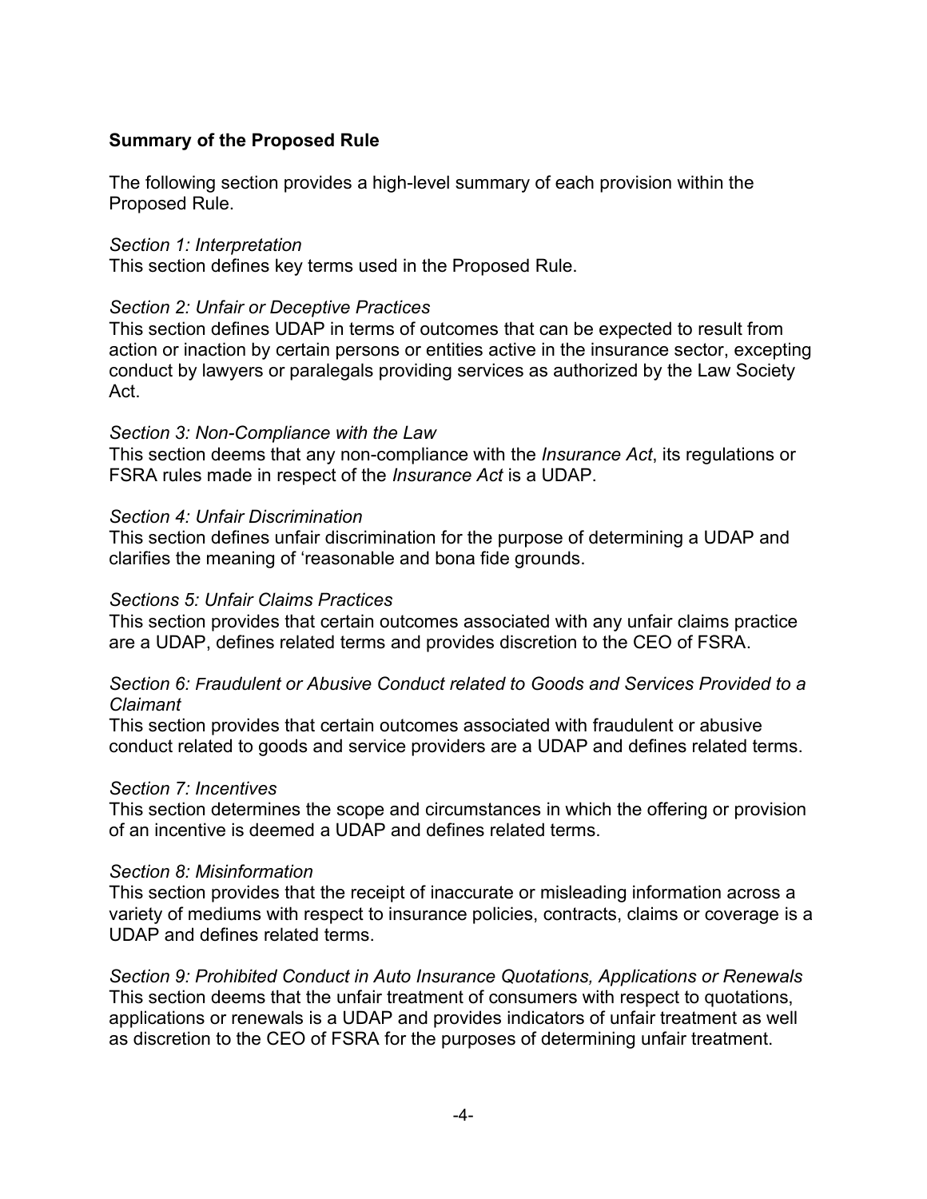## Summary of the Proposed Rule

The following section provides a high-level summary of each provision within the Proposed Rule.

*Section 1: Interpretation*
This section defines key terms used in the Proposed Rule.

*Section 2: Unfair or Deceptive Practices*
This section defines UDAP in terms of outcomes that can be expected to result from action or inaction by certain persons or entities active in the insurance sector, excepting conduct by lawyers or paralegals providing services as authorized by the Law Society Act.

*Section 3: Non-Compliance with the Law*
This section deems that any non-compliance with the *Insurance Act*, its regulations or FSRA rules made in respect of the *Insurance Act* is a UDAP.

*Section 4: Unfair Discrimination*
This section defines unfair discrimination for the purpose of determining a UDAP and clarifies the meaning of 'reasonable and bona fide grounds.

*Sections 5: Unfair Claims Practices*
This section provides that certain outcomes associated with any unfair claims practice are a UDAP, defines related terms and provides discretion to the CEO of FSRA.

*Section 6: Fraudulent or Abusive Conduct related to Goods and Services Provided to a Claimant*
This section provides that certain outcomes associated with fraudulent or abusive conduct related to goods and service providers are a UDAP and defines related terms.

*Section 7: Incentives*
This section determines the scope and circumstances in which the offering or provision of an incentive is deemed a UDAP and defines related terms.

*Section 8: Misinformation*
This section provides that the receipt of inaccurate or misleading information across a variety of mediums with respect to insurance policies, contracts, claims or coverage is a UDAP and defines related terms.

*Section 9: Prohibited Conduct in Auto Insurance Quotations, Applications or Renewals*
This section deems that the unfair treatment of consumers with respect to quotations, applications or renewals is a UDAP and provides indicators of unfair treatment as well as discretion to the CEO of FSRA for the purposes of determining unfair treatment.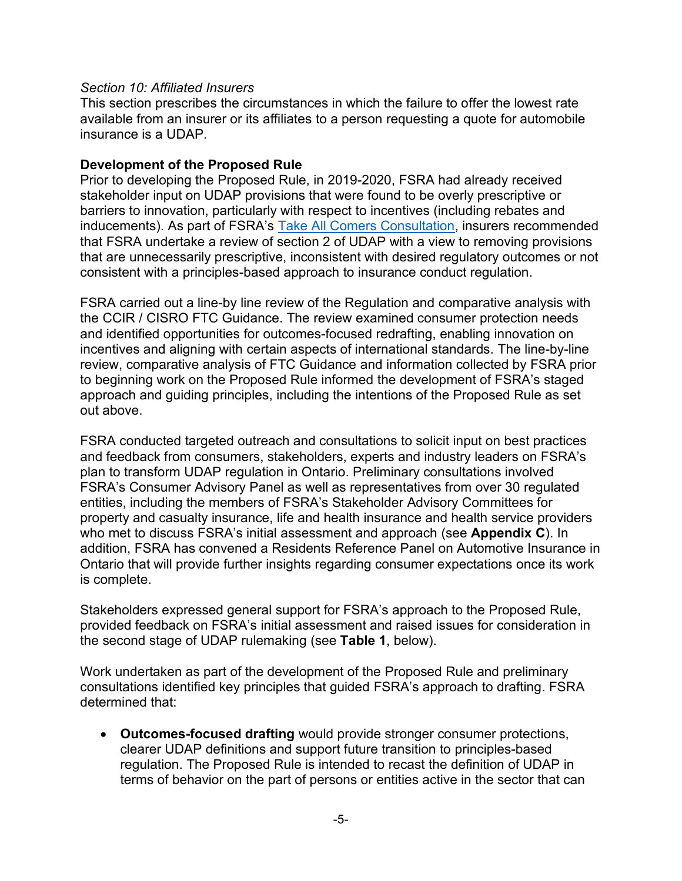*Section 10: Affiliated Insurers*
This section prescribes the circumstances in which the failure to offer the lowest rate available from an insurer or its affiliates to a person requesting a quote for automobile insurance is a UDAP.

**Development of the Proposed Rule**
Prior to developing the Proposed Rule, in 2019-2020, FSRA had already received stakeholder input on UDAP provisions that were found to be overly prescriptive or barriers to innovation, particularly with respect to incentives (including rebates and inducements). As part of FSRA's [Take All Comers Consultation](), insurers recommended that FSRA undertake a review of section 2 of UDAP with a view to removing provisions that are unnecessarily prescriptive, inconsistent with desired regulatory outcomes or not consistent with a principles-based approach to insurance conduct regulation.

FSRA carried out a line-by line review of the Regulation and comparative analysis with the CCIR / CISRO FTC Guidance. The review examined consumer protection needs and identified opportunities for outcomes-focused redrafting, enabling innovation on incentives and aligning with certain aspects of international standards. The line-by-line review, comparative analysis of FTC Guidance and information collected by FSRA prior to beginning work on the Proposed Rule informed the development of FSRA's staged approach and guiding principles, including the intentions of the Proposed Rule as set out above.

FSRA conducted targeted outreach and consultations to solicit input on best practices and feedback from consumers, stakeholders, experts and industry leaders on FSRA's plan to transform UDAP regulation in Ontario. Preliminary consultations involved FSRA's Consumer Advisory Panel as well as representatives from over 30 regulated entities, including the members of FSRA's Stakeholder Advisory Committees for property and casualty insurance, life and health insurance and health service providers who met to discuss FSRA's initial assessment and approach (see **Appendix C**). In addition, FSRA has convened a Residents Reference Panel on Automotive Insurance in Ontario that will provide further insights regarding consumer expectations once its work is complete.

Stakeholders expressed general support for FSRA's approach to the Proposed Rule, provided feedback on FSRA's initial assessment and raised issues for consideration in the second stage of UDAP rulemaking (see **Table 1**, below).

Work undertaken as part of the development of the Proposed Rule and preliminary consultations identified key principles that guided FSRA's approach to drafting. FSRA determined that:

- **Outcomes-focused drafting** would provide stronger consumer protections, clearer UDAP definitions and support future transition to principles-based regulation. The Proposed Rule is intended to recast the definition of UDAP in terms of behavior on the part of persons or entities active in the sector that can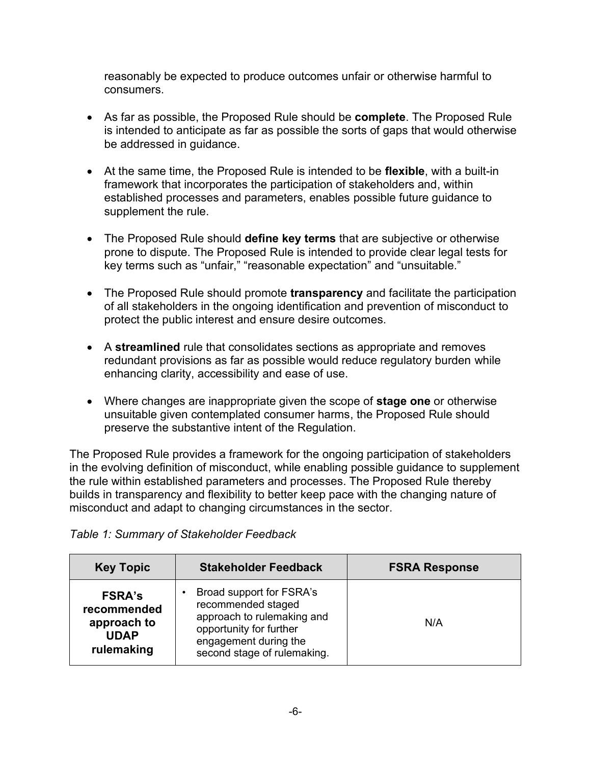reasonably be expected to produce outcomes unfair or otherwise harmful to consumers.

- As far as possible, the Proposed Rule should be **complete**. The Proposed Rule is intended to anticipate as far as possible the sorts of gaps that would otherwise be addressed in guidance.
- At the same time, the Proposed Rule is intended to be **flexible**, with a built-in framework that incorporates the participation of stakeholders and, within established processes and parameters, enables possible future guidance to supplement the rule.
- The Proposed Rule should **define key terms** that are subjective or otherwise prone to dispute. The Proposed Rule is intended to provide clear legal tests for key terms such as "unfair," "reasonable expectation" and "unsuitable."
- The Proposed Rule should promote **transparency** and facilitate the participation of all stakeholders in the ongoing identification and prevention of misconduct to protect the public interest and ensure desire outcomes.
- A **streamlined** rule that consolidates sections as appropriate and removes redundant provisions as far as possible would reduce regulatory burden while enhancing clarity, accessibility and ease of use.
- Where changes are inappropriate given the scope of **stage one** or otherwise unsuitable given contemplated consumer harms, the Proposed Rule should preserve the substantive intent of the Regulation.

The Proposed Rule provides a framework for the ongoing participation of stakeholders in the evolving definition of misconduct, while enabling possible guidance to supplement the rule within established parameters and processes. The Proposed Rule thereby builds in transparency and flexibility to better keep pace with the changing nature of misconduct and adapt to changing circumstances in the sector.

*Table 1: Summary of Stakeholder Feedback*

| Key Topic | Stakeholder Feedback | FSRA Response |
|---|---|---|
| **FSRA's recommended approach to UDAP rulemaking** | • Broad support for FSRA's recommended staged approach to rulemaking and opportunity for further engagement during the second stage of rulemaking. | N/A |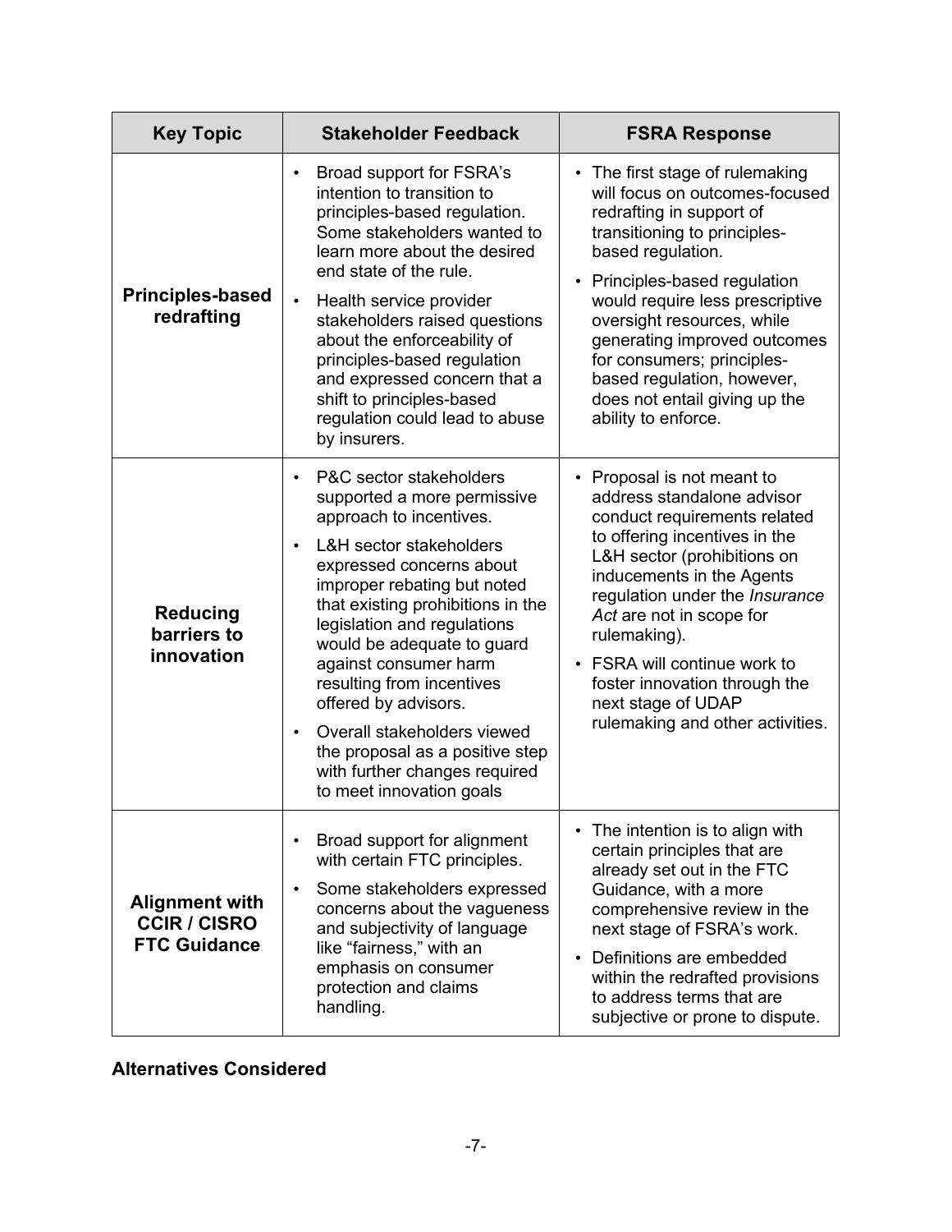| Key Topic | Stakeholder Feedback | FSRA Response |
| --- | --- | --- |
| **Principles-based redrafting** | • Broad support for FSRA's intention to transition to principles-based regulation. Some stakeholders wanted to learn more about the desired end state of the rule.<br>• Health service provider stakeholders raised questions about the enforceability of principles-based regulation and expressed concern that a shift to principles-based regulation could lead to abuse by insurers. | • The first stage of rulemaking will focus on outcomes-focused redrafting in support of transitioning to principles-based regulation.<br>• Principles-based regulation would require less prescriptive oversight resources, while generating improved outcomes for consumers; principles-based regulation, however, does not entail giving up the ability to enforce. |
| **Reducing barriers to innovation** | • P&C sector stakeholders supported a more permissive approach to incentives.<br>• L&H sector stakeholders expressed concerns about improper rebating but noted that existing prohibitions in the legislation and regulations would be adequate to guard against consumer harm resulting from incentives offered by advisors.<br>• Overall stakeholders viewed the proposal as a positive step with further changes required to meet innovation goals | • Proposal is not meant to address standalone advisor conduct requirements related to offering incentives in the L&H sector (prohibitions on inducements in the Agents regulation under the *Insurance Act* are not in scope for rulemaking).<br>• FSRA will continue work to foster innovation through the next stage of UDAP rulemaking and other activities. |
| **Alignment with CCIR / CISRO FTC Guidance** | • Broad support for alignment with certain FTC principles.<br>• Some stakeholders expressed concerns about the vagueness and subjectivity of language like "fairness," with an emphasis on consumer protection and claims handling. | • The intention is to align with certain principles that are already set out in the FTC Guidance, with a more comprehensive review in the next stage of FSRA's work.<br>• Definitions are embedded within the redrafted provisions to address terms that are subjective or prone to dispute. |

### Alternatives Considered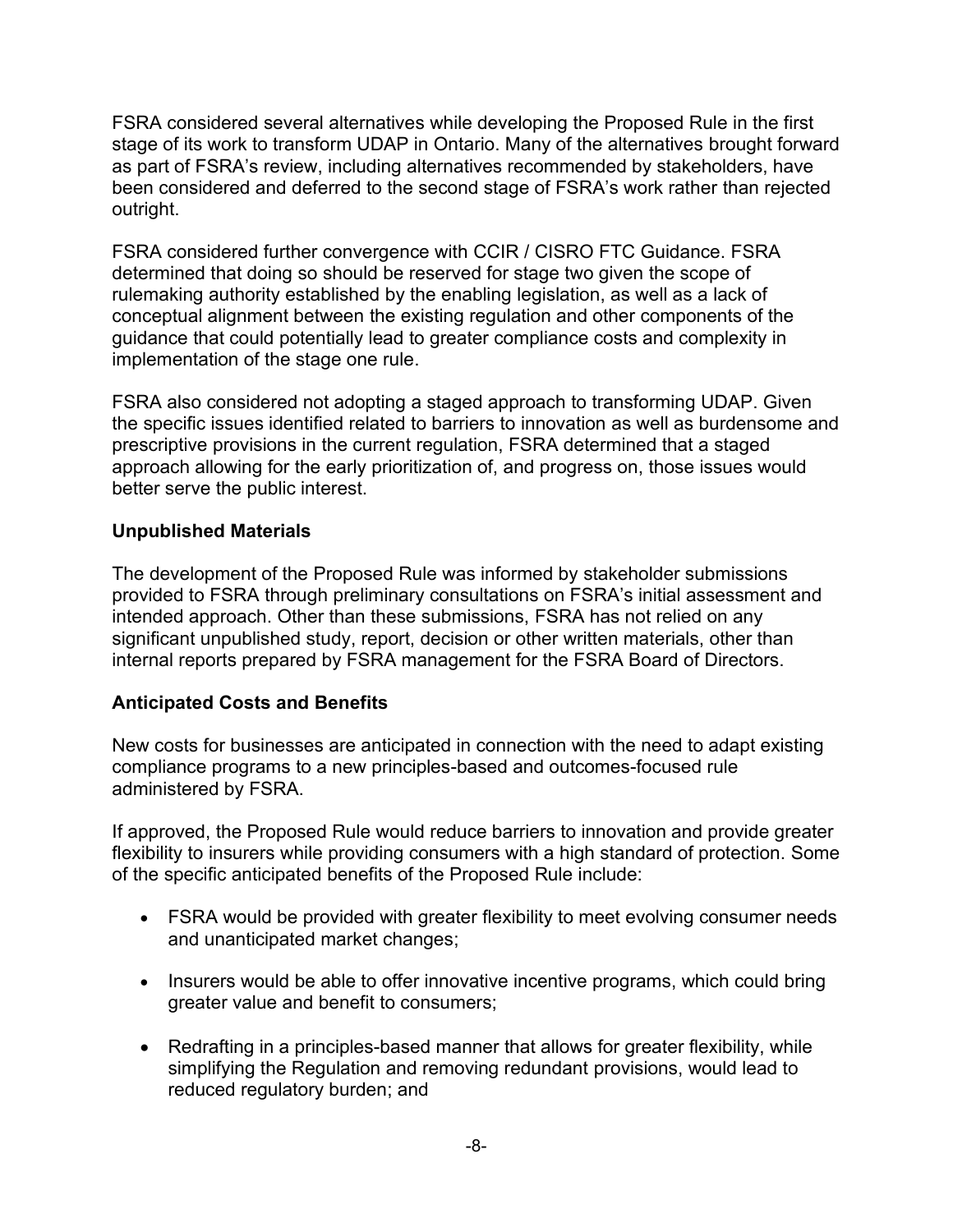FSRA considered several alternatives while developing the Proposed Rule in the first stage of its work to transform UDAP in Ontario. Many of the alternatives brought forward as part of FSRA's review, including alternatives recommended by stakeholders, have been considered and deferred to the second stage of FSRA's work rather than rejected outright.

FSRA considered further convergence with CCIR / CISRO FTC Guidance. FSRA determined that doing so should be reserved for stage two given the scope of rulemaking authority established by the enabling legislation, as well as a lack of conceptual alignment between the existing regulation and other components of the guidance that could potentially lead to greater compliance costs and complexity in implementation of the stage one rule.

FSRA also considered not adopting a staged approach to transforming UDAP. Given the specific issues identified related to barriers to innovation as well as burdensome and prescriptive provisions in the current regulation, FSRA determined that a staged approach allowing for the early prioritization of, and progress on, those issues would better serve the public interest.

## Unpublished Materials

The development of the Proposed Rule was informed by stakeholder submissions provided to FSRA through preliminary consultations on FSRA's initial assessment and intended approach. Other than these submissions, FSRA has not relied on any significant unpublished study, report, decision or other written materials, other than internal reports prepared by FSRA management for the FSRA Board of Directors.

## Anticipated Costs and Benefits

New costs for businesses are anticipated in connection with the need to adapt existing compliance programs to a new principles-based and outcomes-focused rule administered by FSRA.

If approved, the Proposed Rule would reduce barriers to innovation and provide greater flexibility to insurers while providing consumers with a high standard of protection. Some of the specific anticipated benefits of the Proposed Rule include:

- FSRA would be provided with greater flexibility to meet evolving consumer needs and unanticipated market changes;
- Insurers would be able to offer innovative incentive programs, which could bring greater value and benefit to consumers;
- Redrafting in a principles-based manner that allows for greater flexibility, while simplifying the Regulation and removing redundant provisions, would lead to reduced regulatory burden; and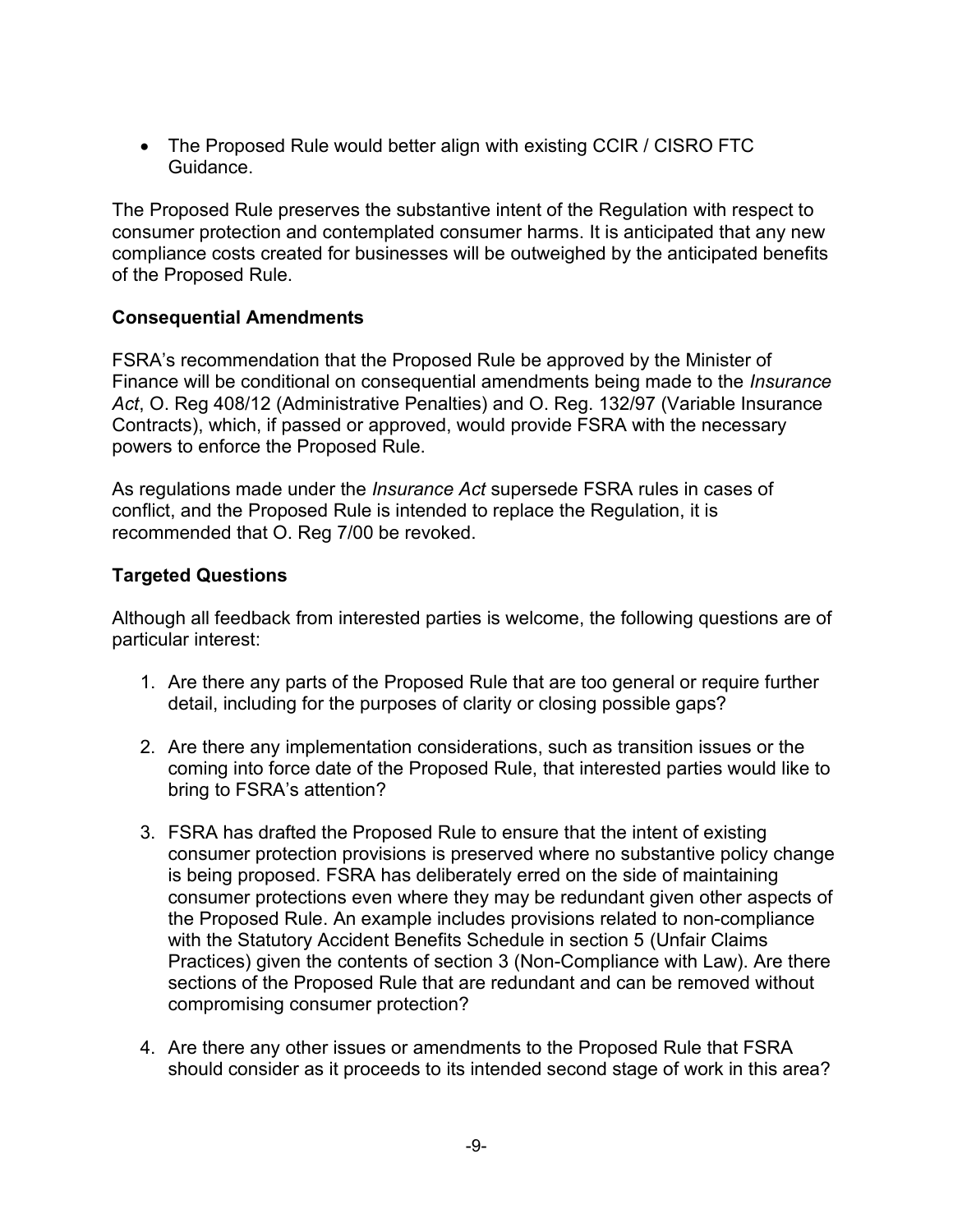- The Proposed Rule would better align with existing CCIR / CISRO FTC Guidance.

The Proposed Rule preserves the substantive intent of the Regulation with respect to consumer protection and contemplated consumer harms. It is anticipated that any new compliance costs created for businesses will be outweighed by the anticipated benefits of the Proposed Rule.

## Consequential Amendments

FSRA's recommendation that the Proposed Rule be approved by the Minister of Finance will be conditional on consequential amendments being made to the *Insurance Act*, O. Reg 408/12 (Administrative Penalties) and O. Reg. 132/97 (Variable Insurance Contracts), which, if passed or approved, would provide FSRA with the necessary powers to enforce the Proposed Rule.

As regulations made under the *Insurance Act* supersede FSRA rules in cases of conflict, and the Proposed Rule is intended to replace the Regulation, it is recommended that O. Reg 7/00 be revoked.

## Targeted Questions

Although all feedback from interested parties is welcome, the following questions are of particular interest:

1. Are there any parts of the Proposed Rule that are too general or require further detail, including for the purposes of clarity or closing possible gaps?

2. Are there any implementation considerations, such as transition issues or the coming into force date of the Proposed Rule, that interested parties would like to bring to FSRA's attention?

3. FSRA has drafted the Proposed Rule to ensure that the intent of existing consumer protection provisions is preserved where no substantive policy change is being proposed. FSRA has deliberately erred on the side of maintaining consumer protections even where they may be redundant given other aspects of the Proposed Rule. An example includes provisions related to non-compliance with the Statutory Accident Benefits Schedule in section 5 (Unfair Claims Practices) given the contents of section 3 (Non-Compliance with Law). Are there sections of the Proposed Rule that are redundant and can be removed without compromising consumer protection?

4. Are there any other issues or amendments to the Proposed Rule that FSRA should consider as it proceeds to its intended second stage of work in this area?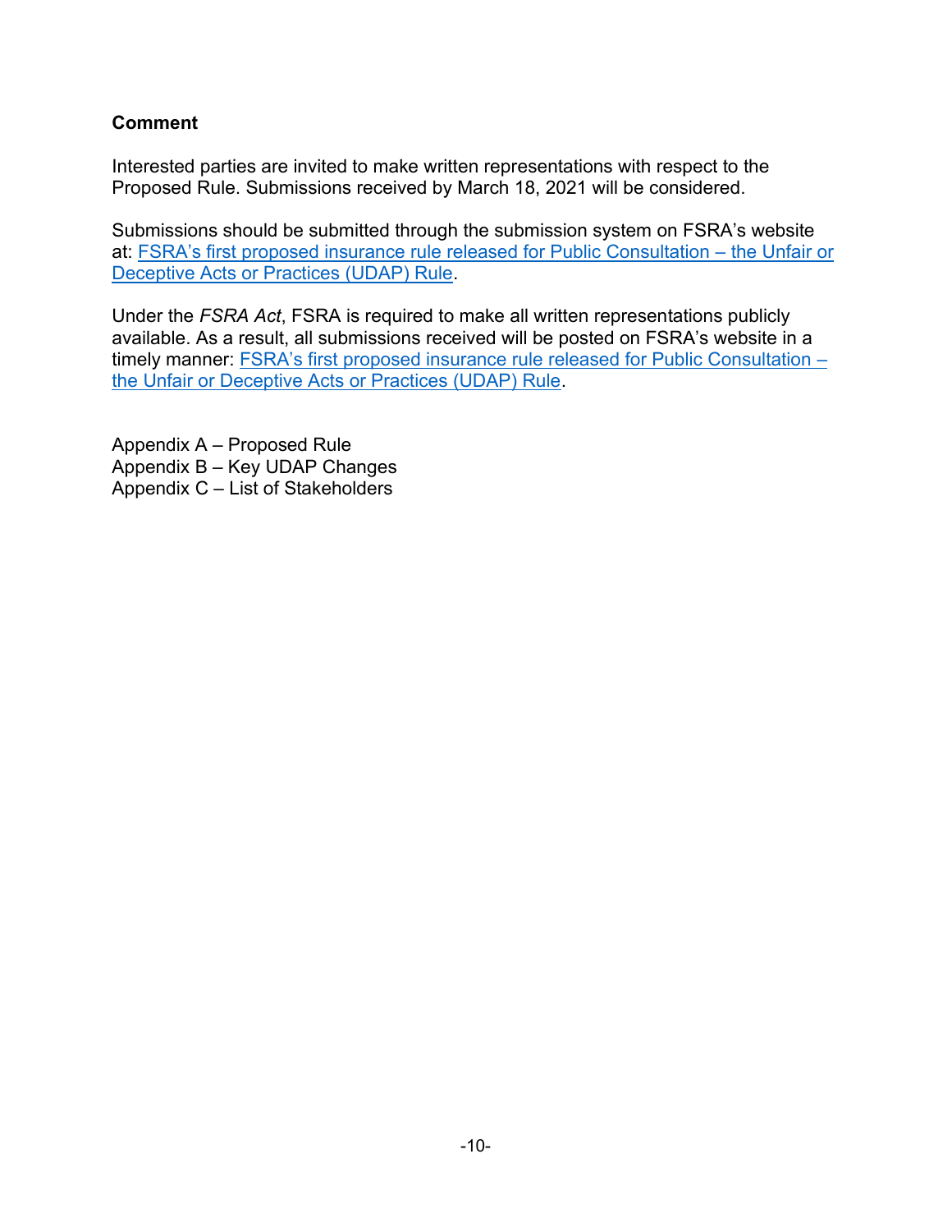## Comment

Interested parties are invited to make written representations with respect to the Proposed Rule. Submissions received by March 18, 2021 will be considered.

Submissions should be submitted through the submission system on FSRA's website at: [FSRA's first proposed insurance rule released for Public Consultation – the Unfair or Deceptive Acts or Practices (UDAP) Rule]().

Under the *FSRA Act*, FSRA is required to make all written representations publicly available. As a result, all submissions received will be posted on FSRA's website in a timely manner: [FSRA's first proposed insurance rule released for Public Consultation – the Unfair or Deceptive Acts or Practices (UDAP) Rule]().

Appendix A – Proposed Rule
Appendix B – Key UDAP Changes
Appendix C – List of Stakeholders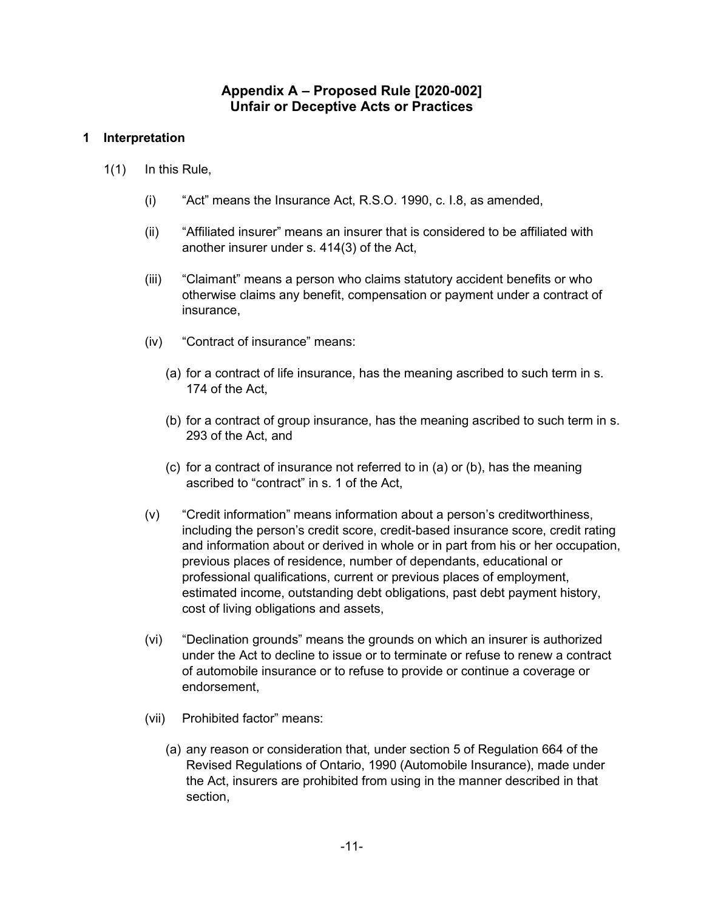## Appendix A – Proposed Rule [2020-002]
## Unfair or Deceptive Acts or Practices

### 1 Interpretation

1(1) In this Rule,

(i) "Act" means the Insurance Act, R.S.O. 1990, c. I.8, as amended,

(ii) "Affiliated insurer" means an insurer that is considered to be affiliated with another insurer under s. 414(3) of the Act,

(iii) "Claimant" means a person who claims statutory accident benefits or who otherwise claims any benefit, compensation or payment under a contract of insurance,

(iv) "Contract of insurance" means:

(a) for a contract of life insurance, has the meaning ascribed to such term in s. 174 of the Act,

(b) for a contract of group insurance, has the meaning ascribed to such term in s. 293 of the Act, and

(c) for a contract of insurance not referred to in (a) or (b), has the meaning ascribed to "contract" in s. 1 of the Act,

(v) "Credit information" means information about a person's creditworthiness, including the person's credit score, credit-based insurance score, credit rating and information about or derived in whole or in part from his or her occupation, previous places of residence, number of dependants, educational or professional qualifications, current or previous places of employment, estimated income, outstanding debt obligations, past debt payment history, cost of living obligations and assets,

(vi) "Declination grounds" means the grounds on which an insurer is authorized under the Act to decline to issue or to terminate or refuse to renew a contract of automobile insurance or to refuse to provide or continue a coverage or endorsement,

(vii) Prohibited factor" means:

(a) any reason or consideration that, under section 5 of Regulation 664 of the Revised Regulations of Ontario, 1990 (Automobile Insurance), made under the Act, insurers are prohibited from using in the manner described in that section,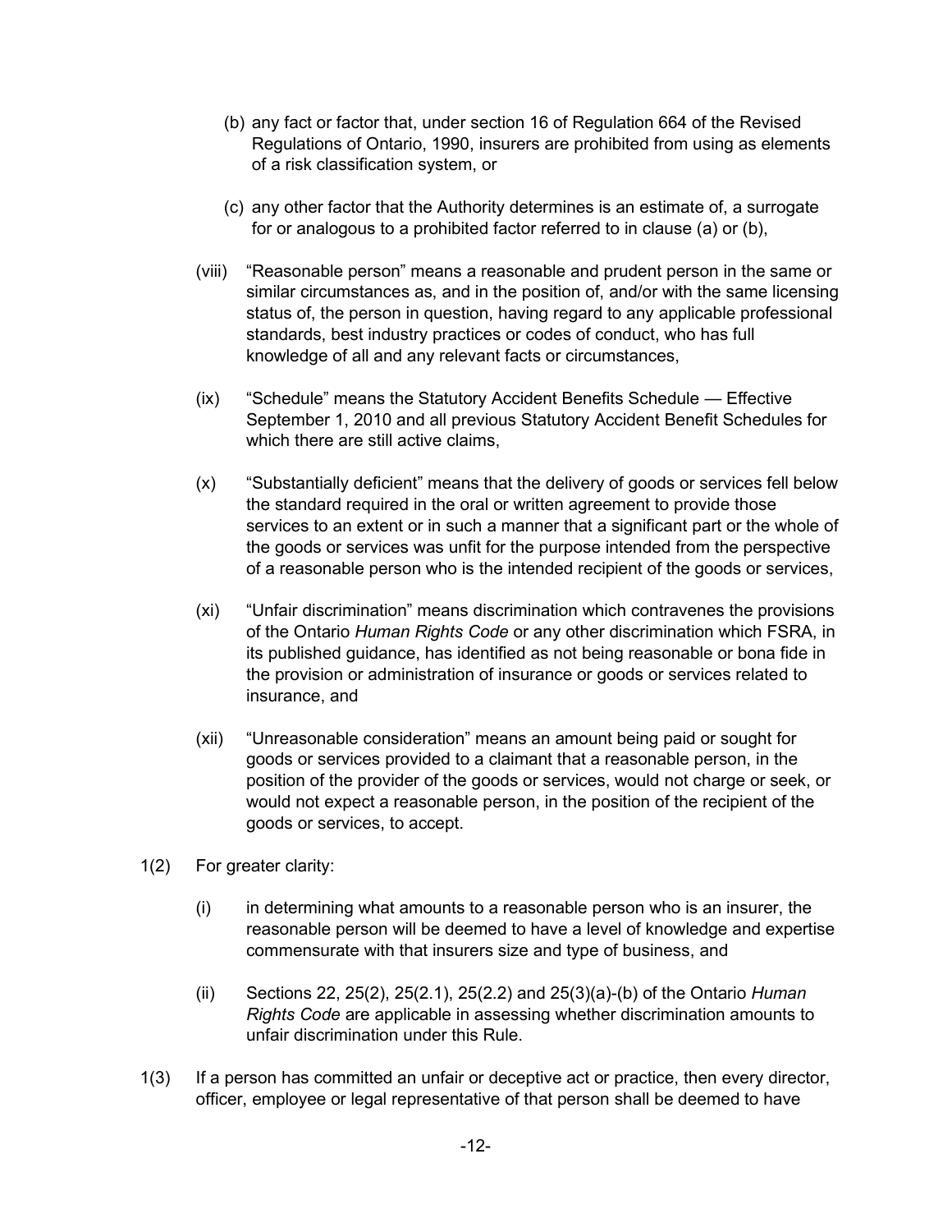(b) any fact or factor that, under section 16 of Regulation 664 of the Revised Regulations of Ontario, 1990, insurers are prohibited from using as elements of a risk classification system, or

   (c) any other factor that the Authority determines is an estimate of, a surrogate for or analogous to a prohibited factor referred to in clause (a) or (b),

(viii) "Reasonable person" means a reasonable and prudent person in the same or similar circumstances as, and in the position of, and/or with the same licensing status of, the person in question, having regard to any applicable professional standards, best industry practices or codes of conduct, who has full knowledge of all and any relevant facts or circumstances,

(ix) "Schedule" means the Statutory Accident Benefits Schedule — Effective September 1, 2010 and all previous Statutory Accident Benefit Schedules for which there are still active claims,

(x) "Substantially deficient" means that the delivery of goods or services fell below the standard required in the oral or written agreement to provide those services to an extent or in such a manner that a significant part or the whole of the goods or services was unfit for the purpose intended from the perspective of a reasonable person who is the intended recipient of the goods or services,

(xi) "Unfair discrimination" means discrimination which contravenes the provisions of the Ontario *Human Rights Code* or any other discrimination which FSRA, in its published guidance, has identified as not being reasonable or bona fide in the provision or administration of insurance or goods or services related to insurance, and

(xii) "Unreasonable consideration" means an amount being paid or sought for goods or services provided to a claimant that a reasonable person, in the position of the provider of the goods or services, would not charge or seek, or would not expect a reasonable person, in the position of the recipient of the goods or services, to accept.

1(2) For greater clarity:

(i) in determining what amounts to a reasonable person who is an insurer, the reasonable person will be deemed to have a level of knowledge and expertise commensurate with that insurers size and type of business, and

(ii) Sections 22, 25(2), 25(2.1), 25(2.2) and 25(3)(a)-(b) of the Ontario *Human Rights Code* are applicable in assessing whether discrimination amounts to unfair discrimination under this Rule.

1(3) If a person has committed an unfair or deceptive act or practice, then every director, officer, employee or legal representative of that person shall be deemed to have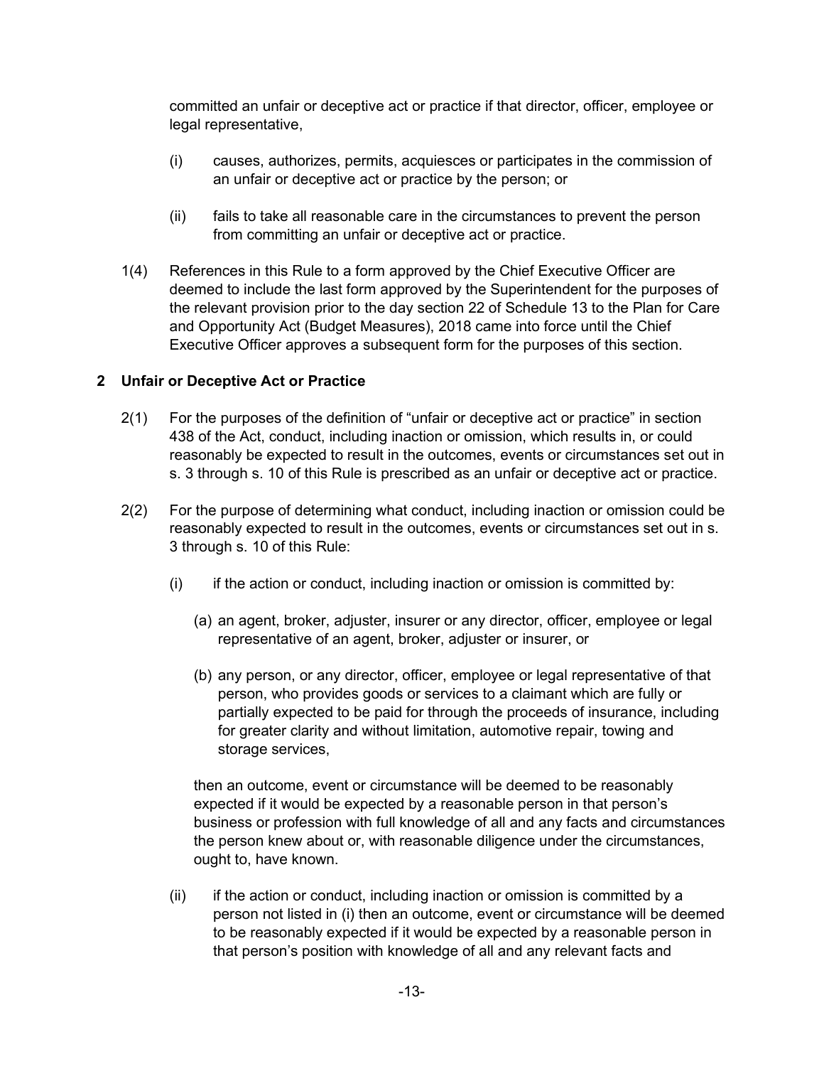committed an unfair or deceptive act or practice if that director, officer, employee or legal representative,

(i) causes, authorizes, permits, acquiesces or participates in the commission of an unfair or deceptive act or practice by the person; or

(ii) fails to take all reasonable care in the circumstances to prevent the person from committing an unfair or deceptive act or practice.

1(4) References in this Rule to a form approved by the Chief Executive Officer are deemed to include the last form approved by the Superintendent for the purposes of the relevant provision prior to the day section 22 of Schedule 13 to the Plan for Care and Opportunity Act (Budget Measures), 2018 came into force until the Chief Executive Officer approves a subsequent form for the purposes of this section.

## 2 Unfair or Deceptive Act or Practice

2(1) For the purposes of the definition of "unfair or deceptive act or practice" in section 438 of the Act, conduct, including inaction or omission, which results in, or could reasonably be expected to result in the outcomes, events or circumstances set out in s. 3 through s. 10 of this Rule is prescribed as an unfair or deceptive act or practice.

2(2) For the purpose of determining what conduct, including inaction or omission could be reasonably expected to result in the outcomes, events or circumstances set out in s. 3 through s. 10 of this Rule:

(i) if the action or conduct, including inaction or omission is committed by:

(a) an agent, broker, adjuster, insurer or any director, officer, employee or legal representative of an agent, broker, adjuster or insurer, or

(b) any person, or any director, officer, employee or legal representative of that person, who provides goods or services to a claimant which are fully or partially expected to be paid for through the proceeds of insurance, including for greater clarity and without limitation, automotive repair, towing and storage services,

then an outcome, event or circumstance will be deemed to be reasonably expected if it would be expected by a reasonable person in that person's business or profession with full knowledge of all and any facts and circumstances the person knew about or, with reasonable diligence under the circumstances, ought to, have known.

(ii) if the action or conduct, including inaction or omission is committed by a person not listed in (i) then an outcome, event or circumstance will be deemed to be reasonably expected if it would be expected by a reasonable person in that person's position with knowledge of all and any relevant facts and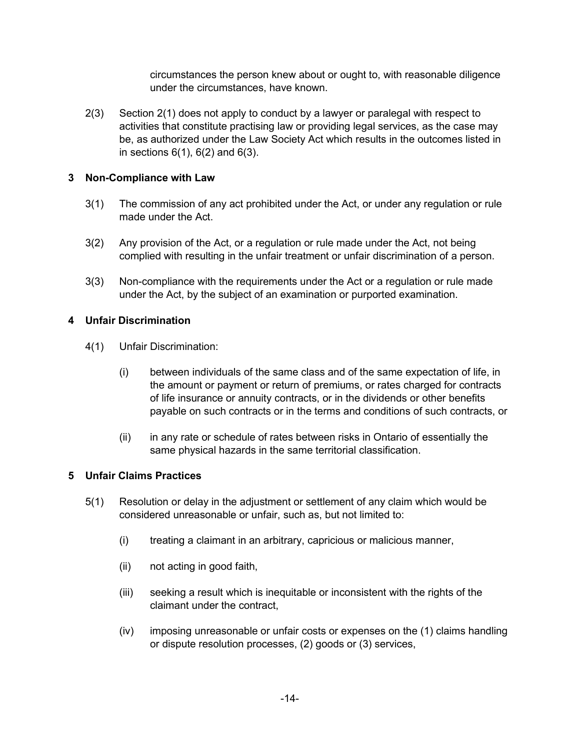circumstances the person knew about or ought to, with reasonable diligence under the circumstances, have known.

2(3) Section 2(1) does not apply to conduct by a lawyer or paralegal with respect to activities that constitute practising law or providing legal services, as the case may be, as authorized under the Law Society Act which results in the outcomes listed in in sections 6(1), 6(2) and 6(3).

## 3 Non-Compliance with Law

3(1) The commission of any act prohibited under the Act, or under any regulation or rule made under the Act.

3(2) Any provision of the Act, or a regulation or rule made under the Act, not being complied with resulting in the unfair treatment or unfair discrimination of a person.

3(3) Non-compliance with the requirements under the Act or a regulation or rule made under the Act, by the subject of an examination or purported examination.

## 4 Unfair Discrimination

4(1) Unfair Discrimination:

(i) between individuals of the same class and of the same expectation of life, in the amount or payment or return of premiums, or rates charged for contracts of life insurance or annuity contracts, or in the dividends or other benefits payable on such contracts or in the terms and conditions of such contracts, or

(ii) in any rate or schedule of rates between risks in Ontario of essentially the same physical hazards in the same territorial classification.

## 5 Unfair Claims Practices

5(1) Resolution or delay in the adjustment or settlement of any claim which would be considered unreasonable or unfair, such as, but not limited to:

(i) treating a claimant in an arbitrary, capricious or malicious manner,

(ii) not acting in good faith,

(iii) seeking a result which is inequitable or inconsistent with the rights of the claimant under the contract,

(iv) imposing unreasonable or unfair costs or expenses on the (1) claims handling or dispute resolution processes, (2) goods or (3) services,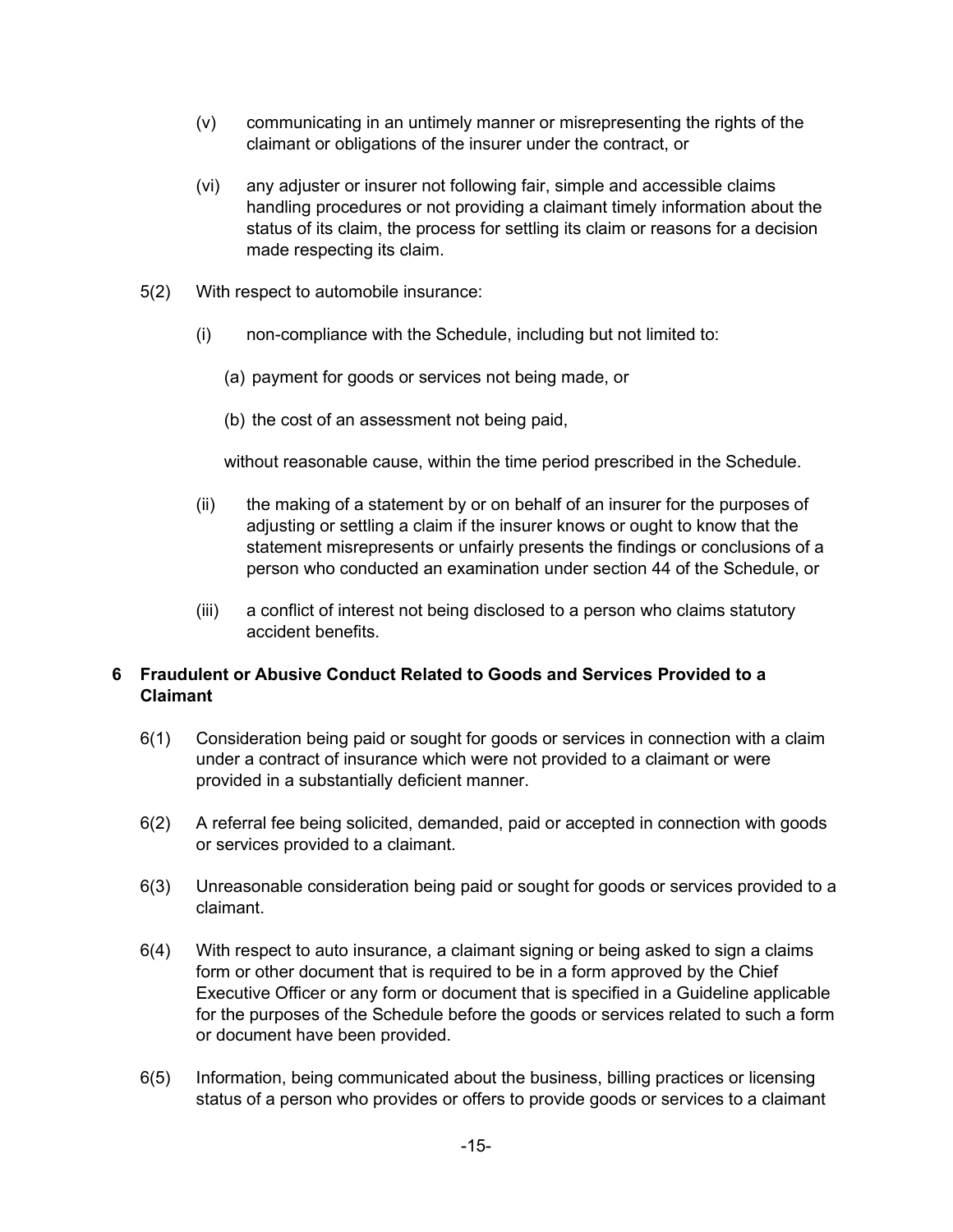(v) communicating in an untimely manner or misrepresenting the rights of the claimant or obligations of the insurer under the contract, or

(vi) any adjuster or insurer not following fair, simple and accessible claims handling procedures or not providing a claimant timely information about the status of its claim, the process for settling its claim or reasons for a decision made respecting its claim.

5(2) With respect to automobile insurance:

(i) non-compliance with the Schedule, including but not limited to:

(a) payment for goods or services not being made, or

(b) the cost of an assessment not being paid,

without reasonable cause, within the time period prescribed in the Schedule.

(ii) the making of a statement by or on behalf of an insurer for the purposes of adjusting or settling a claim if the insurer knows or ought to know that the statement misrepresents or unfairly presents the findings or conclusions of a person who conducted an examination under section 44 of the Schedule, or

(iii) a conflict of interest not being disclosed to a person who claims statutory accident benefits.

## 6 Fraudulent or Abusive Conduct Related to Goods and Services Provided to a Claimant

6(1) Consideration being paid or sought for goods or services in connection with a claim under a contract of insurance which were not provided to a claimant or were provided in a substantially deficient manner.

6(2) A referral fee being solicited, demanded, paid or accepted in connection with goods or services provided to a claimant.

6(3) Unreasonable consideration being paid or sought for goods or services provided to a claimant.

6(4) With respect to auto insurance, a claimant signing or being asked to sign a claims form or other document that is required to be in a form approved by the Chief Executive Officer or any form or document that is specified in a Guideline applicable for the purposes of the Schedule before the goods or services related to such a form or document have been provided.

6(5) Information, being communicated about the business, billing practices or licensing status of a person who provides or offers to provide goods or services to a claimant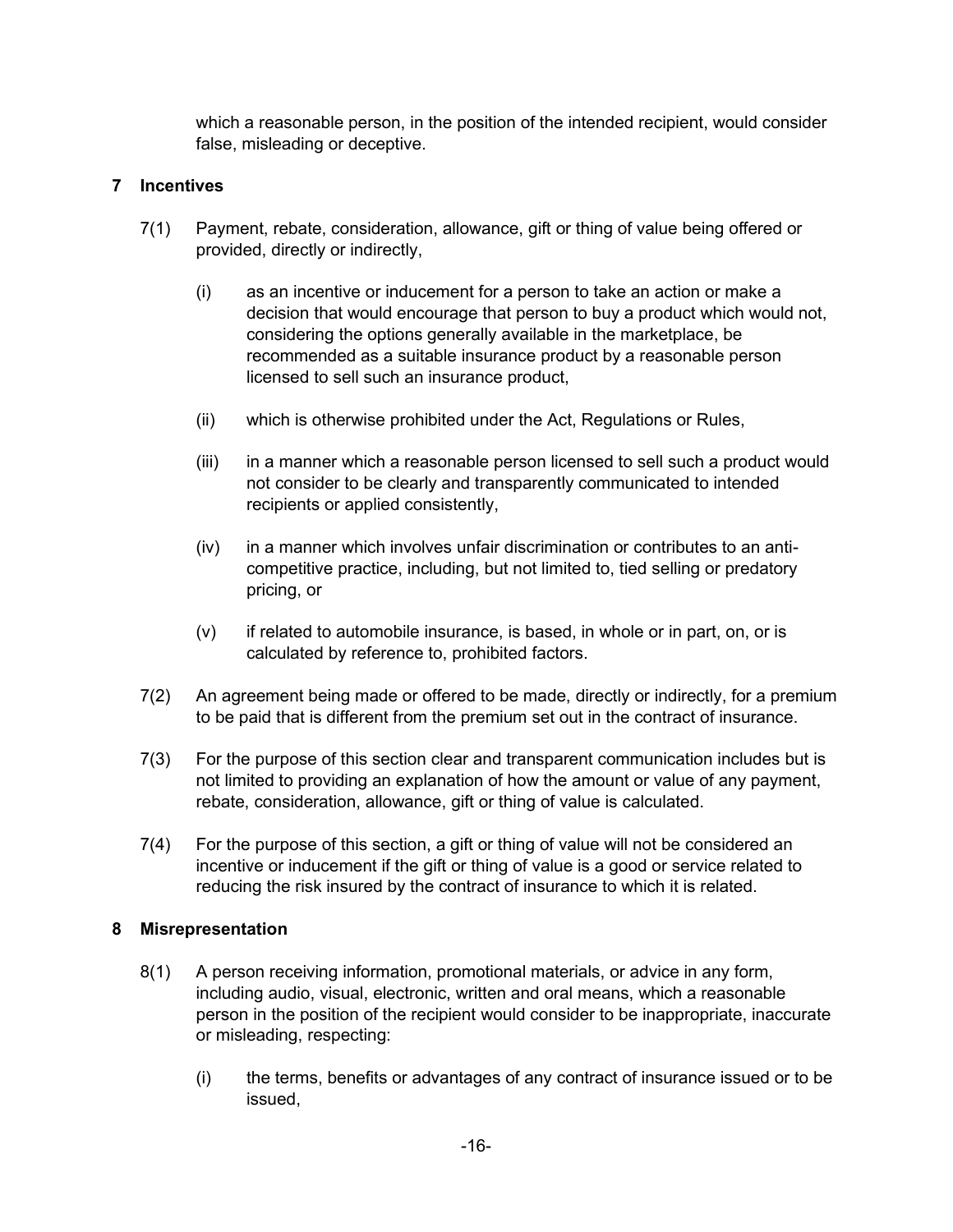which a reasonable person, in the position of the intended recipient, would consider false, misleading or deceptive.

## 7 Incentives

7(1) Payment, rebate, consideration, allowance, gift or thing of value being offered or provided, directly or indirectly,

- (i) as an incentive or inducement for a person to take an action or make a decision that would encourage that person to buy a product which would not, considering the options generally available in the marketplace, be recommended as a suitable insurance product by a reasonable person licensed to sell such an insurance product,
- (ii) which is otherwise prohibited under the Act, Regulations or Rules,
- (iii) in a manner which a reasonable person licensed to sell such a product would not consider to be clearly and transparently communicated to intended recipients or applied consistently,
- (iv) in a manner which involves unfair discrimination or contributes to an anti-competitive practice, including, but not limited to, tied selling or predatory pricing, or
- (v) if related to automobile insurance, is based, in whole or in part, on, or is calculated by reference to, prohibited factors.

7(2) An agreement being made or offered to be made, directly or indirectly, for a premium to be paid that is different from the premium set out in the contract of insurance.

7(3) For the purpose of this section clear and transparent communication includes but is not limited to providing an explanation of how the amount or value of any payment, rebate, consideration, allowance, gift or thing of value is calculated.

7(4) For the purpose of this section, a gift or thing of value will not be considered an incentive or inducement if the gift or thing of value is a good or service related to reducing the risk insured by the contract of insurance to which it is related.

## 8 Misrepresentation

8(1) A person receiving information, promotional materials, or advice in any form, including audio, visual, electronic, written and oral means, which a reasonable person in the position of the recipient would consider to be inappropriate, inaccurate or misleading, respecting:

- (i) the terms, benefits or advantages of any contract of insurance issued or to be issued,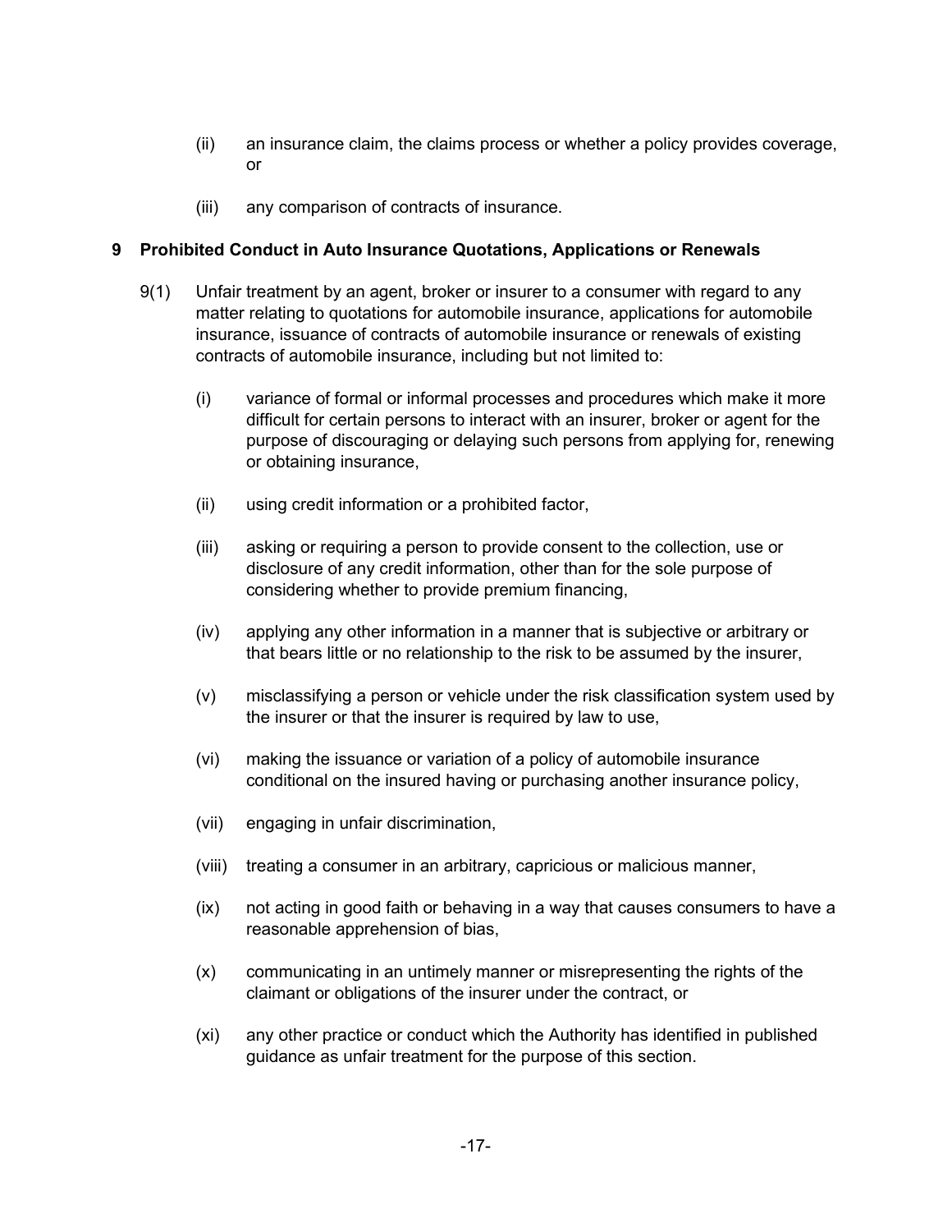(ii) an insurance claim, the claims process or whether a policy provides coverage, or

(iii) any comparison of contracts of insurance.

## 9 Prohibited Conduct in Auto Insurance Quotations, Applications or Renewals

9(1) Unfair treatment by an agent, broker or insurer to a consumer with regard to any matter relating to quotations for automobile insurance, applications for automobile insurance, issuance of contracts of automobile insurance or renewals of existing contracts of automobile insurance, including but not limited to:

(i) variance of formal or informal processes and procedures which make it more difficult for certain persons to interact with an insurer, broker or agent for the purpose of discouraging or delaying such persons from applying for, renewing or obtaining insurance,

(ii) using credit information or a prohibited factor,

(iii) asking or requiring a person to provide consent to the collection, use or disclosure of any credit information, other than for the sole purpose of considering whether to provide premium financing,

(iv) applying any other information in a manner that is subjective or arbitrary or that bears little or no relationship to the risk to be assumed by the insurer,

(v) misclassifying a person or vehicle under the risk classification system used by the insurer or that the insurer is required by law to use,

(vi) making the issuance or variation of a policy of automobile insurance conditional on the insured having or purchasing another insurance policy,

(vii) engaging in unfair discrimination,

(viii) treating a consumer in an arbitrary, capricious or malicious manner,

(ix) not acting in good faith or behaving in a way that causes consumers to have a reasonable apprehension of bias,

(x) communicating in an untimely manner or misrepresenting the rights of the claimant or obligations of the insurer under the contract, or

(xi) any other practice or conduct which the Authority has identified in published guidance as unfair treatment for the purpose of this section.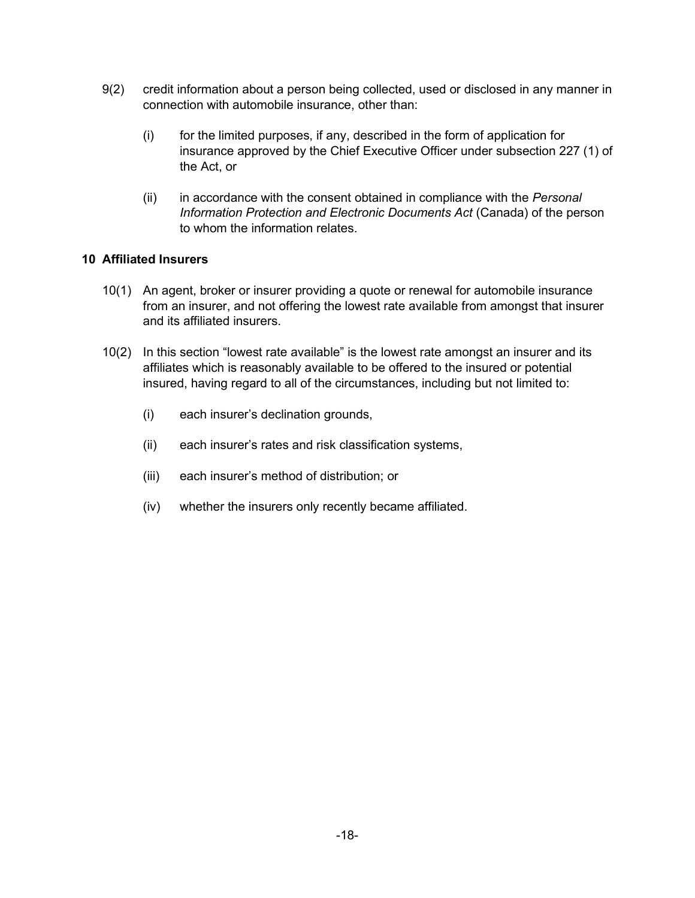9(2) credit information about a person being collected, used or disclosed in any manner in connection with automobile insurance, other than:

(i) for the limited purposes, if any, described in the form of application for insurance approved by the Chief Executive Officer under subsection 227 (1) of the Act, or

(ii) in accordance with the consent obtained in compliance with the *Personal Information Protection and Electronic Documents Act* (Canada) of the person to whom the information relates.

**10 Affiliated Insurers**

10(1) An agent, broker or insurer providing a quote or renewal for automobile insurance from an insurer, and not offering the lowest rate available from amongst that insurer and its affiliated insurers.

10(2) In this section "lowest rate available" is the lowest rate amongst an insurer and its affiliates which is reasonably available to be offered to the insured or potential insured, having regard to all of the circumstances, including but not limited to:

(i) each insurer's declination grounds,

(ii) each insurer's rates and risk classification systems,

(iii) each insurer's method of distribution; or

(iv) whether the insurers only recently became affiliated.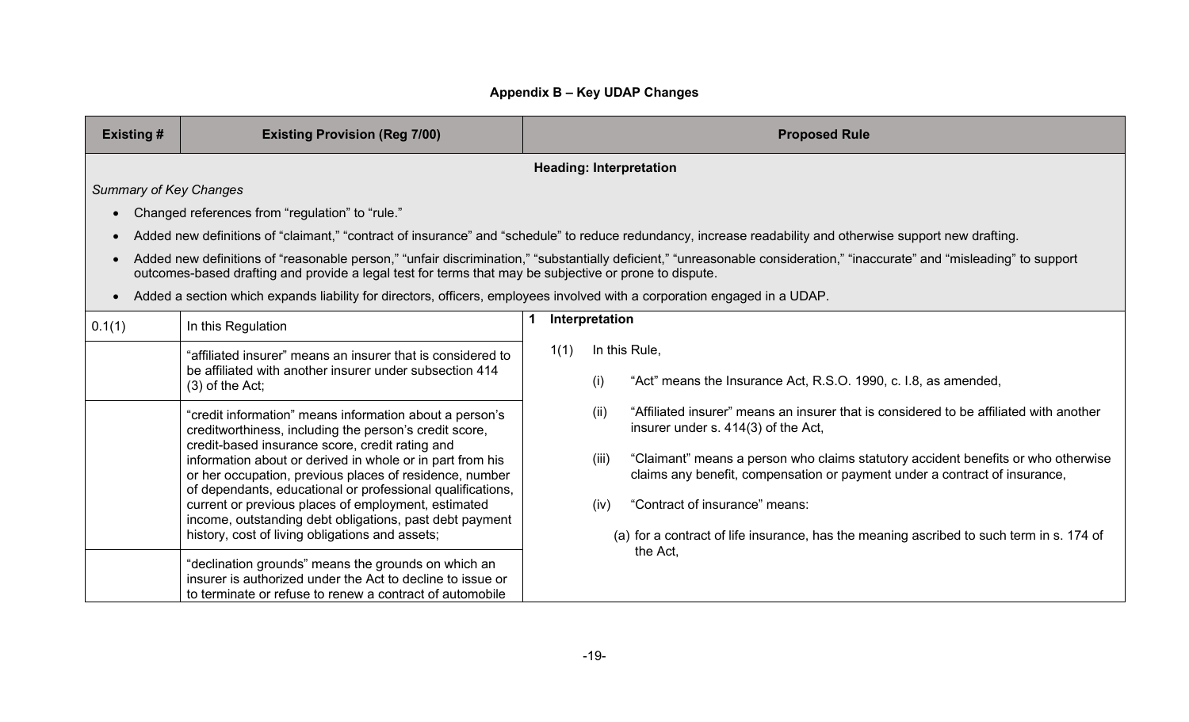### Appendix B – Key UDAP Changes

| Existing # | Existing Provision (Reg 7/00) | Proposed Rule |
|---|---|---|
| **Heading: Interpretation** | | |
| *Summary of Key Changes*<br>• Changed references from "regulation" to "rule."<br>• Added new definitions of "claimant," "contract of insurance" and "schedule" to reduce redundancy, increase readability and otherwise support new drafting.<br>• Added new definitions of "reasonable person," "unfair discrimination," "substantially deficient," "unreasonable consideration," "inaccurate" and "misleading" to support outcomes-based drafting and provide a legal test for terms that may be subjective or prone to dispute.<br>• Added a section which expands liability for directors, officers, employees involved with a corporation engaged in a UDAP. | | |
| 0.1(1) | In this Regulation | **1 Interpretation**<br><br>1(1) In this Rule,<br><br>(i) "Act" means the Insurance Act, R.S.O. 1990, c. I.8, as amended,<br><br>(ii) "Affiliated insurer" means an insurer that is considered to be affiliated with another insurer under s. 414(3) of the Act,<br><br>(iii) "Claimant" means a person who claims statutory accident benefits or who otherwise claims any benefit, compensation or payment under a contract of insurance,<br><br>(iv) "Contract of insurance" means:<br><br>(a) for a contract of life insurance, has the meaning ascribed to such term in s. 174 of the Act, |
| | "affiliated insurer" means an insurer that is considered to be affiliated with another insurer under subsection 414 (3) of the Act; | |
| | "credit information" means information about a person's creditworthiness, including the person's credit score, credit-based insurance score, credit rating and information about or derived in whole or in part from his or her occupation, previous places of residence, number of dependants, educational or professional qualifications, current or previous places of employment, estimated income, outstanding debt obligations, past debt payment history, cost of living obligations and assets; | |
| | "declination grounds" means the grounds on which an insurer is authorized under the Act to decline to issue or to terminate or refuse to renew a contract of automobile | |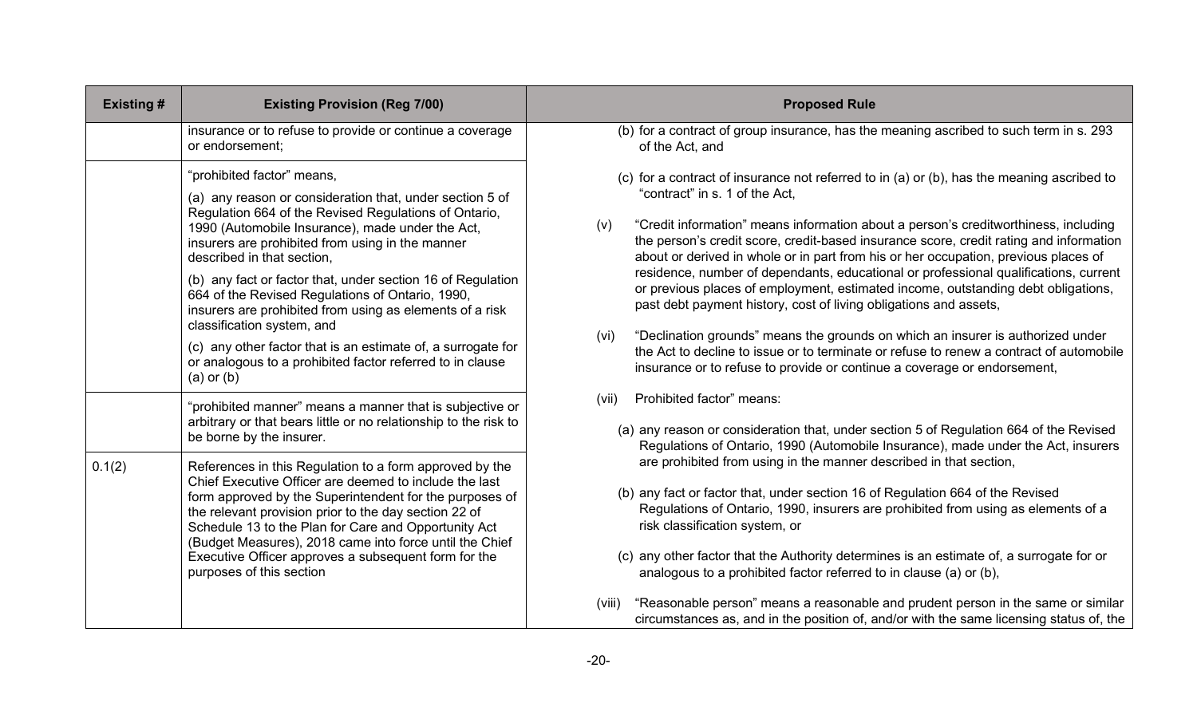| Existing # | Existing Provision (Reg 7/00) | Proposed Rule |
|---|---|---|
| | insurance or to refuse to provide or continue a coverage or endorsement; | (b) for a contract of group insurance, has the meaning ascribed to such term in s. 293 of the Act, and<br><br>(c) for a contract of insurance not referred to in (a) or (b), has the meaning ascribed to "contract" in s. 1 of the Act,<br><br>(v) "Credit information" means information about a person's creditworthiness, including the person's credit score, credit-based insurance score, credit rating and information about or derived in whole or in part from his or her occupation, previous places of residence, number of dependants, educational or professional qualifications, current or previous places of employment, estimated income, outstanding debt obligations, past debt payment history, cost of living obligations and assets,<br><br>(vi) "Declination grounds" means the grounds on which an insurer is authorized under the Act to decline to issue or to terminate or refuse to renew a contract of automobile insurance or to refuse to provide or continue a coverage or endorsement,<br><br>(vii) Prohibited factor" means:<br><br>(a) any reason or consideration that, under section 5 of Regulation 664 of the Revised Regulations of Ontario, 1990 (Automobile Insurance), made under the Act, insurers are prohibited from using in the manner described in that section,<br><br>(b) any fact or factor that, under section 16 of Regulation 664 of the Revised Regulations of Ontario, 1990, insurers are prohibited from using as elements of a risk classification system, or<br><br>(c) any other factor that the Authority determines is an estimate of, a surrogate for or analogous to a prohibited factor referred to in clause (a) or (b),<br><br>(viii) "Reasonable person" means a reasonable and prudent person in the same or similar circumstances as, and in the position of, and/or with the same licensing status of, the |
| | "prohibited factor" means,<br><br>(a) any reason or consideration that, under section 5 of Regulation 664 of the Revised Regulations of Ontario, 1990 (Automobile Insurance), made under the Act, insurers are prohibited from using in the manner described in that section,<br><br>(b) any fact or factor that, under section 16 of Regulation 664 of the Revised Regulations of Ontario, 1990, insurers are prohibited from using as elements of a risk classification system, and<br><br>(c) any other factor that is an estimate of, a surrogate for or analogous to a prohibited factor referred to in clause (a) or (b) | |
| | "prohibited manner" means a manner that is subjective or arbitrary or that bears little or no relationship to the risk to be borne by the insurer. | |
| 0.1(2) | References in this Regulation to a form approved by the Chief Executive Officer are deemed to include the last form approved by the Superintendent for the purposes of the relevant provision prior to the day section 22 of Schedule 13 to the Plan for Care and Opportunity Act (Budget Measures), 2018 came into force until the Chief Executive Officer approves a subsequent form for the purposes of this section | |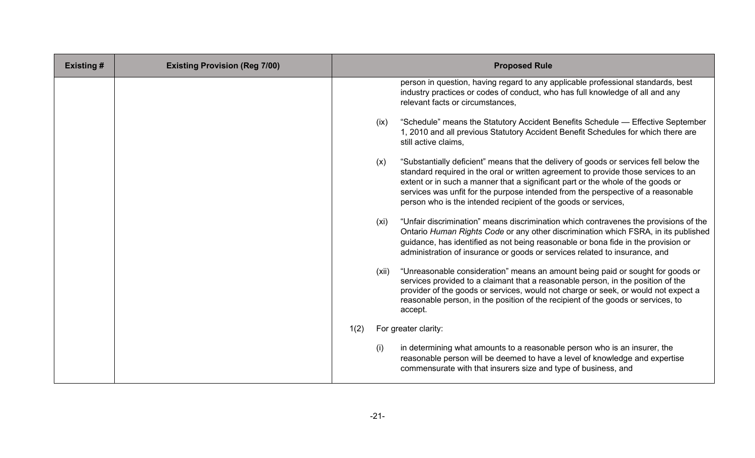| Existing # | Existing Provision (Reg 7/00) | Proposed Rule |
|---|---|---|
| | | person in question, having regard to any applicable professional standards, best industry practices or codes of conduct, who has full knowledge of all and any relevant facts or circumstances, |
| | | (ix) "Schedule" means the Statutory Accident Benefits Schedule — Effective September 1, 2010 and all previous Statutory Accident Benefit Schedules for which there are still active claims, |
| | | (x) "Substantially deficient" means that the delivery of goods or services fell below the standard required in the oral or written agreement to provide those services to an extent or in such a manner that a significant part or the whole of the goods or services was unfit for the purpose intended from the perspective of a reasonable person who is the intended recipient of the goods or services, |
| | | (xi) "Unfair discrimination" means discrimination which contravenes the provisions of the Ontario *Human Rights Code* or any other discrimination which FSRA, in its published guidance, has identified as not being reasonable or bona fide in the provision or administration of insurance or goods or services related to insurance, and |
| | | (xii) "Unreasonable consideration" means an amount being paid or sought for goods or services provided to a claimant that a reasonable person, in the position of the provider of the goods or services, would not charge or seek, or would not expect a reasonable person, in the position of the recipient of the goods or services, to accept. |
| | | 1(2) For greater clarity: |
| | | (i) in determining what amounts to a reasonable person who is an insurer, the reasonable person will be deemed to have a level of knowledge and expertise commensurate with that insurers size and type of business, and |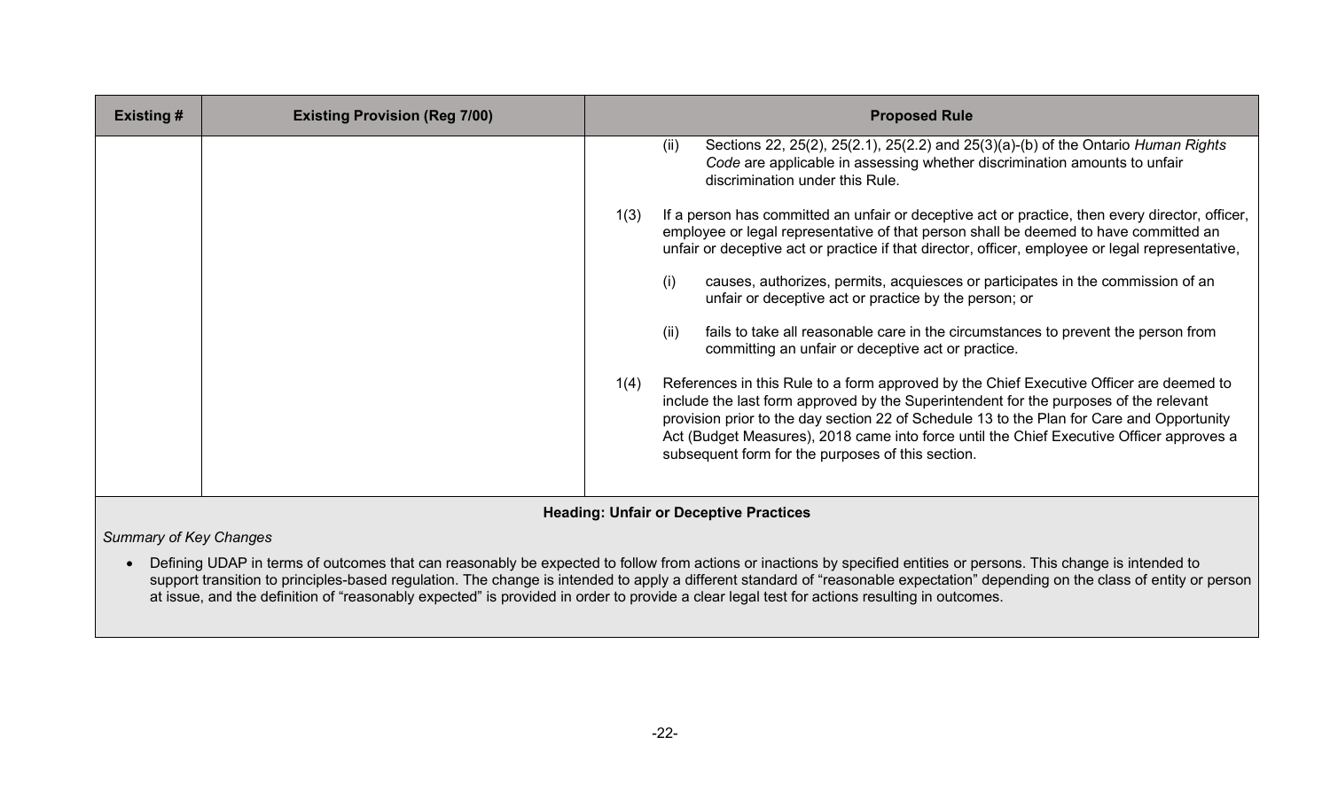| Existing # | Existing Provision (Reg 7/00) | Proposed Rule |
|---|---|---|
| | | (ii) Sections 22, 25(2), 25(2.1), 25(2.2) and 25(3)(a)-(b) of the Ontario *Human Rights Code* are applicable in assessing whether discrimination amounts to unfair discrimination under this Rule.<br><br>1(3) If a person has committed an unfair or deceptive act or practice, then every director, officer, employee or legal representative of that person shall be deemed to have committed an unfair or deceptive act or practice if that director, officer, employee or legal representative,<br><br>(i) causes, authorizes, permits, acquiesces or participates in the commission of an unfair or deceptive act or practice by the person; or<br><br>(ii) fails to take all reasonable care in the circumstances to prevent the person from committing an unfair or deceptive act or practice.<br><br>1(4) References in this Rule to a form approved by the Chief Executive Officer are deemed to include the last form approved by the Superintendent for the purposes of the relevant provision prior to the day section 22 of Schedule 13 to the Plan for Care and Opportunity Act (Budget Measures), 2018 came into force until the Chief Executive Officer approves a subsequent form for the purposes of this section. |

**Heading: Unfair or Deceptive Practices**

*Summary of Key Changes*

- Defining UDAP in terms of outcomes that can reasonably be expected to follow from actions or inactions by specified entities or persons. This change is intended to support transition to principles-based regulation. The change is intended to apply a different standard of "reasonable expectation" depending on the class of entity or person at issue, and the definition of "reasonably expected" is provided in order to provide a clear legal test for actions resulting in outcomes.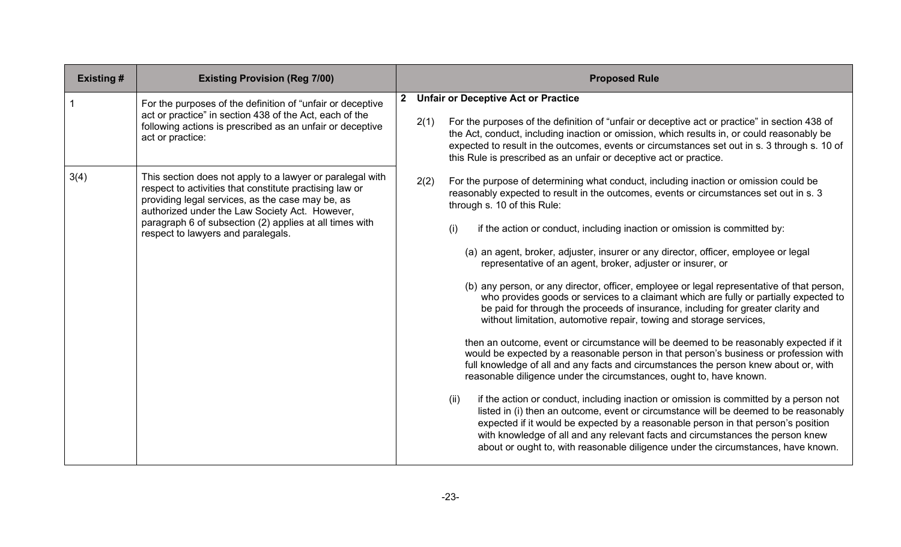| Existing # | Existing Provision (Reg 7/00) | Proposed Rule |
|---|---|---|
| 1 | For the purposes of the definition of "unfair or deceptive act or practice" in section 438 of the Act, each of the following actions is prescribed as an unfair or deceptive act or practice: | **2 Unfair or Deceptive Act or Practice**<br><br>2(1) For the purposes of the definition of "unfair or deceptive act or practice" in section 438 of the Act, conduct, including inaction or omission, which results in, or could reasonably be expected to result in the outcomes, events or circumstances set out in s. 3 through s. 10 of this Rule is prescribed as an unfair or deceptive act or practice. |
| 3(4) | This section does not apply to a lawyer or paralegal with respect to activities that constitute practising law or providing legal services, as the case may be, as authorized under the Law Society Act. However, paragraph 6 of subsection (2) applies at all times with respect to lawyers and paralegals. | 2(2) For the purpose of determining what conduct, including inaction or omission could be reasonably expected to result in the outcomes, events or circumstances set out in s. 3 through s. 10 of this Rule:<br><br>(i) if the action or conduct, including inaction or omission is committed by:<br><br>(a) an agent, broker, adjuster, insurer or any director, officer, employee or legal representative of an agent, broker, adjuster or insurer, or<br><br>(b) any person, or any director, officer, employee or legal representative of that person, who provides goods or services to a claimant which are fully or partially expected to be paid for through the proceeds of insurance, including for greater clarity and without limitation, automotive repair, towing and storage services,<br><br>then an outcome, event or circumstance will be deemed to be reasonably expected if it would be expected by a reasonable person in that person's business or profession with full knowledge of all and any facts and circumstances the person knew about or, with reasonable diligence under the circumstances, ought to, have known.<br><br>(ii) if the action or conduct, including inaction or omission is committed by a person not listed in (i) then an outcome, event or circumstance will be deemed to be reasonably expected if it would be expected by a reasonable person in that person's position with knowledge of all and any relevant facts and circumstances the person knew about or ought to, with reasonable diligence under the circumstances, have known. |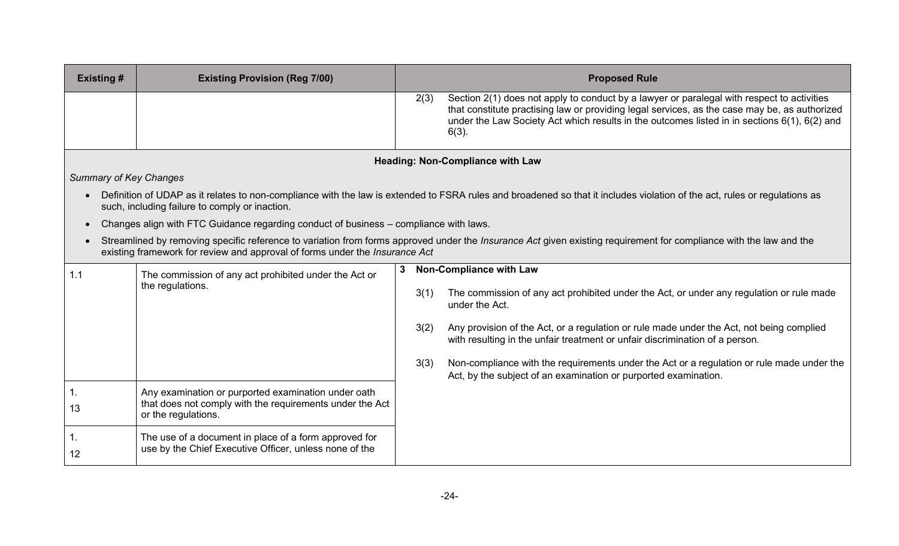| Existing # | Existing Provision (Reg 7/00) | Proposed Rule |
|---|---|---|
| | | 2(3) Section 2(1) does not apply to conduct by a lawyer or paralegal with respect to activities that constitute practising law or providing legal services, as the case may be, as authorized under the Law Society Act which results in the outcomes listed in in sections 6(1), 6(2) and 6(3). |

**Heading: Non-Compliance with Law**

*Summary of Key Changes*

- Definition of UDAP as it relates to non-compliance with the law is extended to FSRA rules and broadened so that it includes violation of the act, rules or regulations as such, including failure to comply or inaction.
- Changes align with FTC Guidance regarding conduct of business – compliance with laws.
- Streamlined by removing specific reference to variation from forms approved under the *Insurance Act* given existing requirement for compliance with the law and the existing framework for review and approval of forms under the *Insurance Act*

| Existing # | Existing Provision (Reg 7/00) | Proposed Rule |
|---|---|---|
| 1.1 | The commission of any act prohibited under the Act or the regulations. | **3 Non-Compliance with Law**<br><br>3(1) The commission of any act prohibited under the Act, or under any regulation or rule made under the Act.<br><br>3(2) Any provision of the Act, or a regulation or rule made under the Act, not being complied with resulting in the unfair treatment or unfair discrimination of a person.<br><br>3(3) Non-compliance with the requirements under the Act or a regulation or rule made under the Act, by the subject of an examination or purported examination. |
| 1.<br>13 | Any examination or purported examination under oath that does not comply with the requirements under the Act or the regulations. | |
| 1.<br>12 | The use of a document in place of a form approved for use by the Chief Executive Officer, unless none of the | |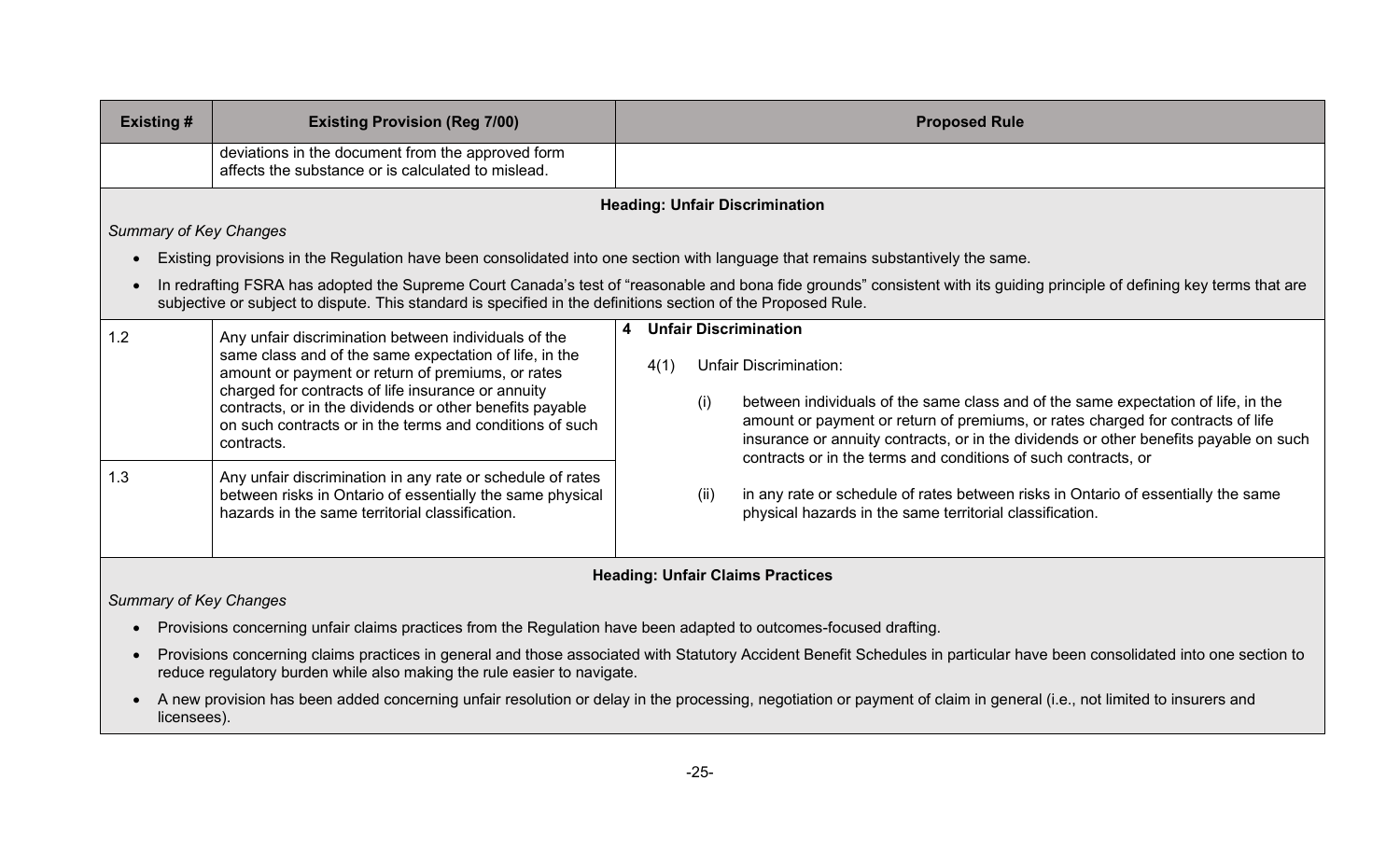| Existing # | Existing Provision (Reg 7/00) | Proposed Rule |
|---|---|---|
| | deviations in the document from the approved form affects the substance or is calculated to mislead. | |

**Heading: Unfair Discrimination**

*Summary of Key Changes*

- Existing provisions in the Regulation have been consolidated into one section with language that remains substantively the same.
- In redrafting FSRA has adopted the Supreme Court Canada's test of "reasonable and bona fide grounds" consistent with its guiding principle of defining key terms that are subjective or subject to dispute. This standard is specified in the definitions section of the Proposed Rule.

| Existing # | Existing Provision (Reg 7/00) | Proposed Rule |
|---|---|---|
| 1.2 | Any unfair discrimination between individuals of the same class and of the same expectation of life, in the amount or payment or return of premiums, or rates charged for contracts of life insurance or annuity contracts, or in the dividends or other benefits payable on such contracts or in the terms and conditions of such contracts. | **4 Unfair Discrimination**<br><br>4(1) Unfair Discrimination:<br><br>(i) between individuals of the same class and of the same expectation of life, in the amount or payment or return of premiums, or rates charged for contracts of life insurance or annuity contracts, or in the dividends or other benefits payable on such contracts or in the terms and conditions of such contracts, or<br><br>(ii) in any rate or schedule of rates between risks in Ontario of essentially the same physical hazards in the same territorial classification. |
| 1.3 | Any unfair discrimination in any rate or schedule of rates between risks in Ontario of essentially the same physical hazards in the same territorial classification. | |

**Heading: Unfair Claims Practices**

*Summary of Key Changes*

- Provisions concerning unfair claims practices from the Regulation have been adapted to outcomes-focused drafting.
- Provisions concerning claims practices in general and those associated with Statutory Accident Benefit Schedules in particular have been consolidated into one section to reduce regulatory burden while also making the rule easier to navigate.
- A new provision has been added concerning unfair resolution or delay in the processing, negotiation or payment of claim in general (i.e., not limited to insurers and licensees).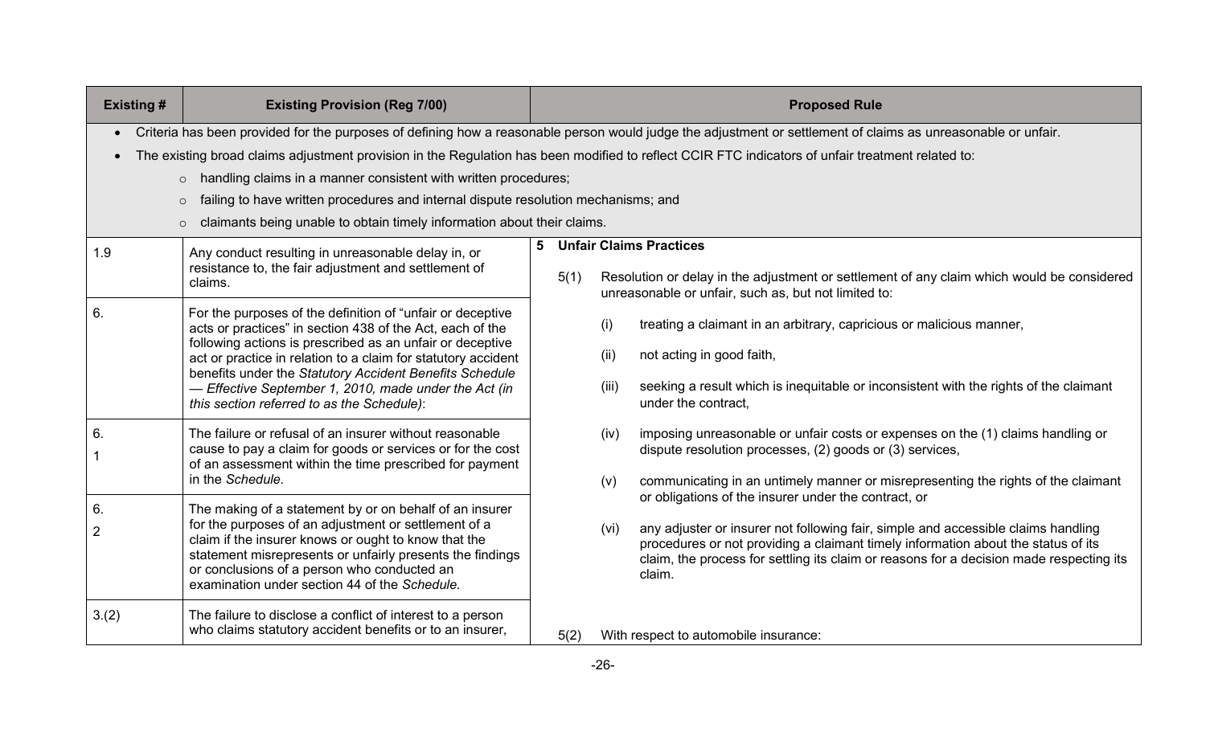| Existing # | Existing Provision (Reg 7/00) | Proposed Rule |
|---|---|---|
| • Criteria has been provided for the purposes of defining how a reasonable person would judge the adjustment or settlement of claims as unreasonable or unfair.<br>• The existing broad claims adjustment provision in the Regulation has been modified to reflect CCIR FTC indicators of unfair treatment related to:<br>  ○ handling claims in a manner consistent with written procedures;<br>  ○ failing to have written procedures and internal dispute resolution mechanisms; and<br>  ○ claimants being unable to obtain timely information about their claims. | | |
| 1.9 | Any conduct resulting in unreasonable delay in, or resistance to, the fair adjustment and settlement of claims. | **5 Unfair Claims Practices**<br><br>5(1) Resolution or delay in the adjustment or settlement of any claim which would be considered unreasonable or unfair, such as, but not limited to:<br><br>(i) treating a claimant in an arbitrary, capricious or malicious manner,<br><br>(ii) not acting in good faith,<br><br>(iii) seeking a result which is inequitable or inconsistent with the rights of the claimant under the contract,<br><br>(iv) imposing unreasonable or unfair costs or expenses on the (1) claims handling or dispute resolution processes, (2) goods or (3) services,<br><br>(v) communicating in an untimely manner or misrepresenting the rights of the claimant or obligations of the insurer under the contract, or<br><br>(vi) any adjuster or insurer not following fair, simple and accessible claims handling procedures or not providing a claimant timely information about the status of its claim, the process for settling its claim or reasons for a decision made respecting its claim.<br><br>5(2) With respect to automobile insurance: |
| 6. | For the purposes of the definition of "unfair or deceptive acts or practices" in section 438 of the Act, each of the following actions is prescribed as an unfair or deceptive act or practice in relation to a claim for statutory accident benefits under the *Statutory Accident Benefits Schedule — Effective September 1, 2010, made under the Act (in this section referred to as the Schedule)*: | |
| 6.1 | The failure or refusal of an insurer without reasonable cause to pay a claim for goods or services or for the cost of an assessment within the time prescribed for payment in the *Schedule*. | |
| 6.2 | The making of a statement by or on behalf of an insurer for the purposes of an adjustment or settlement of a claim if the insurer knows or ought to know that the statement misrepresents or unfairly presents the findings or conclusions of a person who conducted an examination under section 44 of the *Schedule*. | |
| 3.(2) | The failure to disclose a conflict of interest to a person who claims statutory accident benefits or to an insurer, | |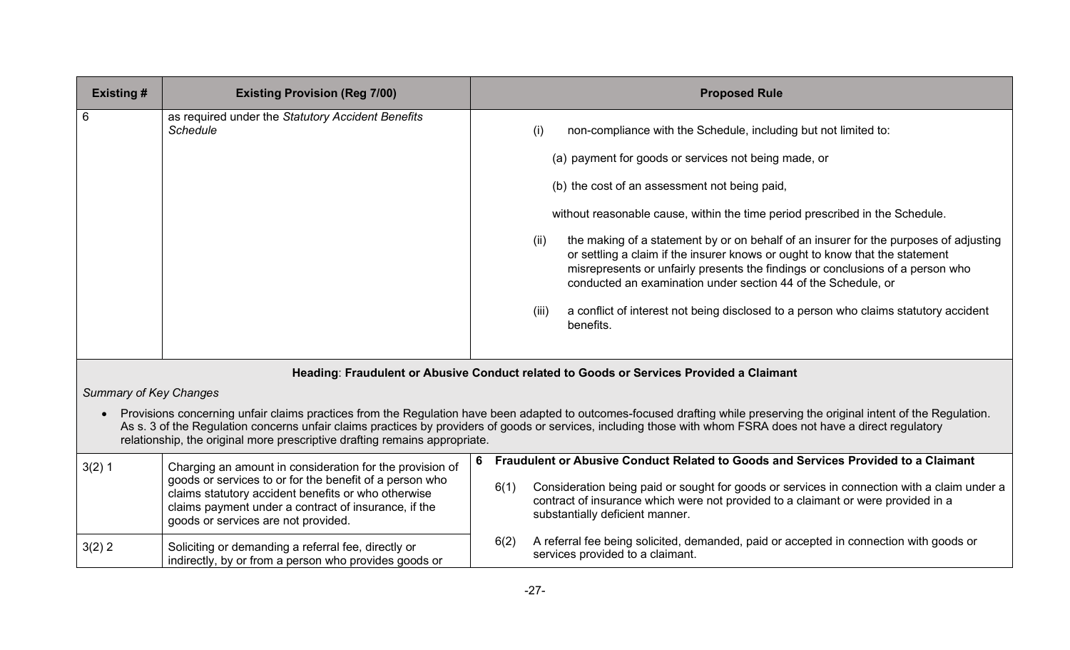| Existing # | Existing Provision (Reg 7/00) | Proposed Rule |
|---|---|---|
| 6 | as required under the *Statutory Accident Benefits Schedule* | (i) non-compliance with the Schedule, including but not limited to:<br><br>(a) payment for goods or services not being made, or<br><br>(b) the cost of an assessment not being paid,<br><br>without reasonable cause, within the time period prescribed in the Schedule.<br><br>(ii) the making of a statement by or on behalf of an insurer for the purposes of adjusting or settling a claim if the insurer knows or ought to know that the statement misrepresents or unfairly presents the findings or conclusions of a person who conducted an examination under section 44 of the Schedule, or<br><br>(iii) a conflict of interest not being disclosed to a person who claims statutory accident benefits. |
| **Heading**: **Fraudulent or Abusive Conduct related to Goods or Services Provided a Claimant**<br><br>*Summary of Key Changes*<br><br>• Provisions concerning unfair claims practices from the Regulation have been adapted to outcomes-focused drafting while preserving the original intent of the Regulation. As s. 3 of the Regulation concerns unfair claims practices by providers of goods or services, including those with whom FSRA does not have a direct regulatory relationship, the original more prescriptive drafting remains appropriate. | | |
| 3(2) 1 | Charging an amount in consideration for the provision of goods or services to or for the benefit of a person who claims statutory accident benefits or who otherwise claims payment under a contract of insurance, if the goods or services are not provided. | **6 Fraudulent or Abusive Conduct Related to Goods and Services Provided to a Claimant**<br><br>6(1) Consideration being paid or sought for goods or services in connection with a claim under a contract of insurance which were not provided to a claimant or were provided in a substantially deficient manner. |
| 3(2) 2 | Soliciting or demanding a referral fee, directly or indirectly, by or from a person who provides goods or | 6(2) A referral fee being solicited, demanded, paid or accepted in connection with goods or services provided to a claimant. |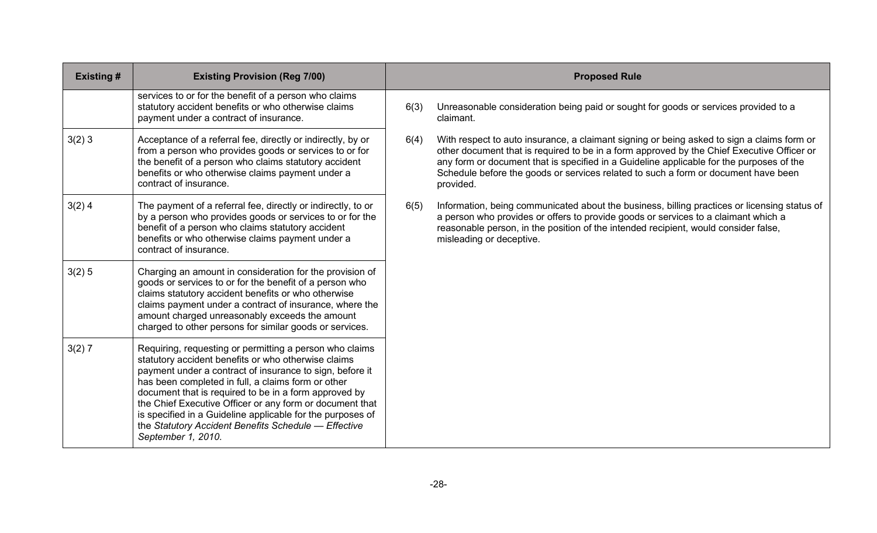| Existing # | Existing Provision (Reg 7/00) | Proposed Rule |
|---|---|---|
| | services to or for the benefit of a person who claims statutory accident benefits or who otherwise claims payment under a contract of insurance. | 6(3) Unreasonable consideration being paid or sought for goods or services provided to a claimant. |
| 3(2) 3 | Acceptance of a referral fee, directly or indirectly, by or from a person who provides goods or services to or for the benefit of a person who claims statutory accident benefits or who otherwise claims payment under a contract of insurance. | 6(4) With respect to auto insurance, a claimant signing or being asked to sign a claims form or other document that is required to be in a form approved by the Chief Executive Officer or any form or document that is specified in a Guideline applicable for the purposes of the Schedule before the goods or services related to such a form or document have been provided. |
| 3(2) 4 | The payment of a referral fee, directly or indirectly, to or by a person who provides goods or services to or for the benefit of a person who claims statutory accident benefits or who otherwise claims payment under a contract of insurance. | 6(5) Information, being communicated about the business, billing practices or licensing status of a person who provides or offers to provide goods or services to a claimant which a reasonable person, in the position of the intended recipient, would consider false, misleading or deceptive. |
| 3(2) 5 | Charging an amount in consideration for the provision of goods or services to or for the benefit of a person who claims statutory accident benefits or who otherwise claims payment under a contract of insurance, where the amount charged unreasonably exceeds the amount charged to other persons for similar goods or services. | |
| 3(2) 7 | Requiring, requesting or permitting a person who claims statutory accident benefits or who otherwise claims payment under a contract of insurance to sign, before it has been completed in full, a claims form or other document that is required to be in a form approved by the Chief Executive Officer or any form or document that is specified in a Guideline applicable for the purposes of the *Statutory Accident Benefits Schedule — Effective September 1, 2010.* | |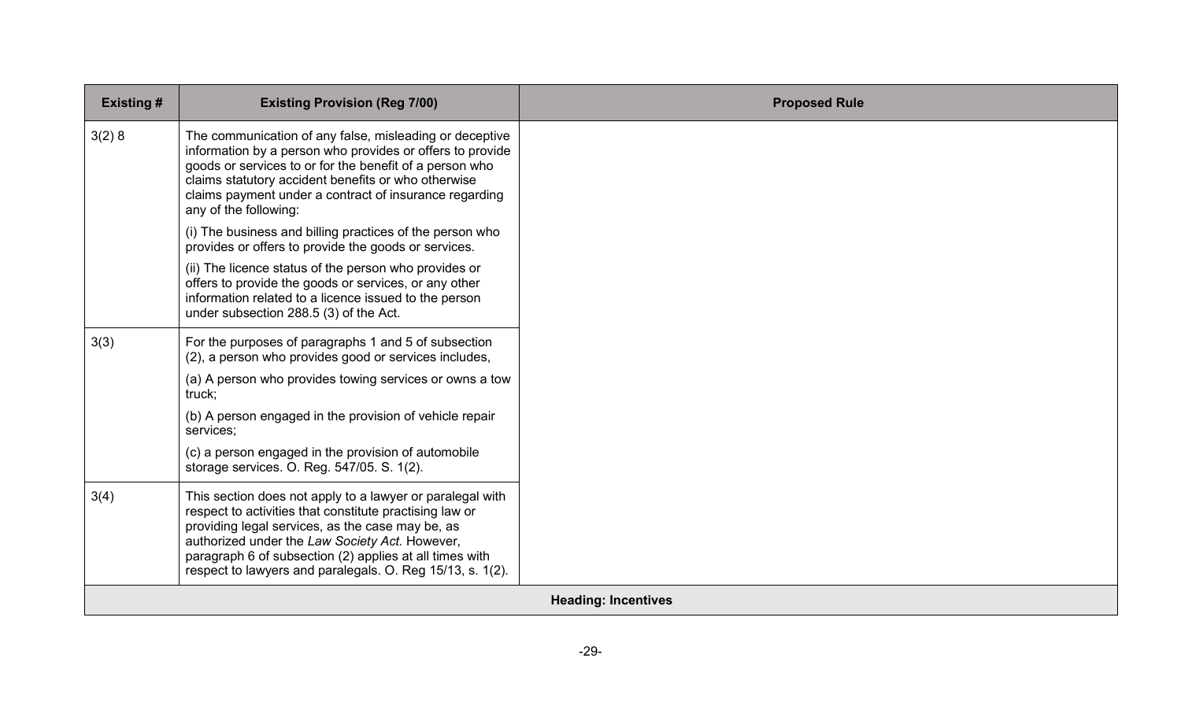| Existing # | Existing Provision (Reg 7/00) | Proposed Rule |
|---|---|---|
| 3(2) 8 | The communication of any false, misleading or deceptive information by a person who provides or offers to provide goods or services to or for the benefit of a person who claims statutory accident benefits or who otherwise claims payment under a contract of insurance regarding any of the following:<br><br>(i) The business and billing practices of the person who provides or offers to provide the goods or services.<br><br>(ii) The licence status of the person who provides or offers to provide the goods or services, or any other information related to a licence issued to the person under subsection 288.5 (3) of the Act. | |
| 3(3) | For the purposes of paragraphs 1 and 5 of subsection (2), a person who provides good or services includes,<br><br>(a) A person who provides towing services or owns a tow truck;<br><br>(b) A person engaged in the provision of vehicle repair services;<br><br>(c) a person engaged in the provision of automobile storage services. O. Reg. 547/05. S. 1(2). | |
| 3(4) | This section does not apply to a lawyer or paralegal with respect to activities that constitute practising law or providing legal services, as the case may be, as authorized under the *Law Society Act.* However, paragraph 6 of subsection (2) applies at all times with respect to lawyers and paralegals. O. Reg 15/13, s. 1(2). | |
| **Heading: Incentives** | | |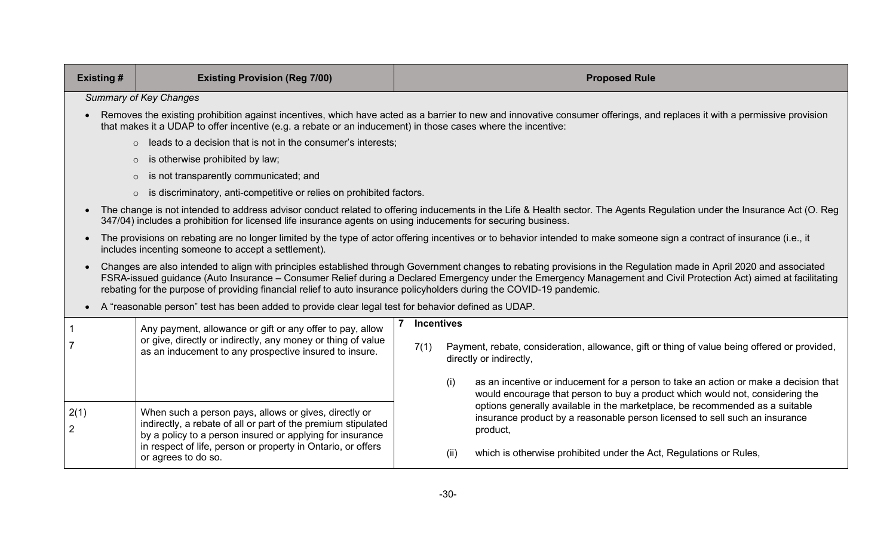| Existing # | Existing Provision (Reg 7/00) | Proposed Rule |
|---|---|---|
| *Summary of Key Changes*<br><br>• Removes the existing prohibition against incentives, which have acted as a barrier to new and innovative consumer offerings, and replaces it with a permissive provision that makes it a UDAP to offer incentive (e.g. a rebate or an inducement) in those cases where the incentive:<br>  ○ leads to a decision that is not in the consumer's interests;<br>  ○ is otherwise prohibited by law;<br>  ○ is not transparently communicated; and<br>  ○ is discriminatory, anti-competitive or relies on prohibited factors.<br>• The change is not intended to address advisor conduct related to offering inducements in the Life & Health sector. The Agents Regulation under the Insurance Act (O. Reg 347/04) includes a prohibition for licensed life insurance agents on using inducements for securing business.<br>• The provisions on rebating are no longer limited by the type of actor offering incentives or to behavior intended to make someone sign a contract of insurance (i.e., it includes incenting someone to accept a settlement).<br>• Changes are also intended to align with principles established through Government changes to rebating provisions in the Regulation made in April 2020 and associated FSRA-issued guidance (Auto Insurance – Consumer Relief during a Declared Emergency under the Emergency Management and Civil Protection Act) aimed at facilitating rebating for the purpose of providing financial relief to auto insurance policyholders during the COVID-19 pandemic.<br>• A "reasonable person" test has been added to provide clear legal test for behavior defined as UDAP. | | |
| 1<br>7 | Any payment, allowance or gift or any offer to pay, allow or give, directly or indirectly, any money or thing of value as an inducement to any prospective insured to insure. | **7 Incentives**<br><br>7(1) Payment, rebate, consideration, allowance, gift or thing of value being offered or provided, directly or indirectly,<br><br>(i) as an incentive or inducement for a person to take an action or make a decision that would encourage that person to buy a product which would not, considering the options generally available in the marketplace, be recommended as a suitable insurance product by a reasonable person licensed to sell such an insurance product,<br><br>(ii) which is otherwise prohibited under the Act, Regulations or Rules, |
| 2(1)<br>2 | When such a person pays, allows or gives, directly or indirectly, a rebate of all or part of the premium stipulated by a policy to a person insured or applying for insurance in respect of life, person or property in Ontario, or offers or agrees to do so. | |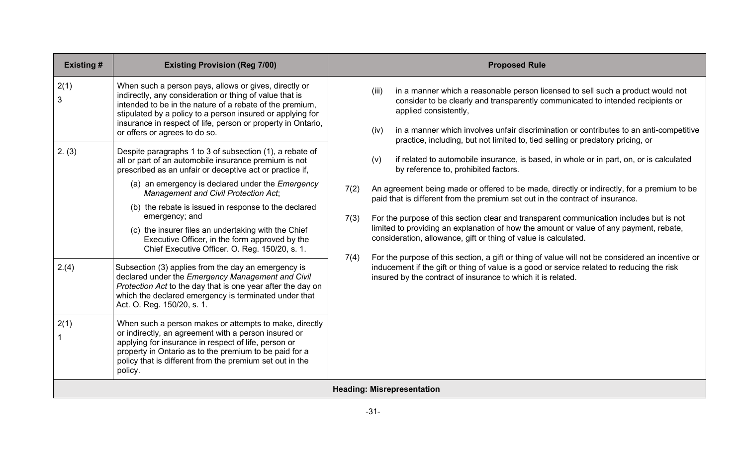| Existing # | Existing Provision (Reg 7/00) | Proposed Rule |
|---|---|---|
| 2(1) 3 | When such a person pays, allows or gives, directly or indirectly, any consideration or thing of value that is intended to be in the nature of a rebate of the premium, stipulated by a policy to a person insured or applying for insurance in respect of life, person or property in Ontario, or offers or agrees to do so. | (iii) in a manner which a reasonable person licensed to sell such a product would not consider to be clearly and transparently communicated to intended recipients or applied consistently,<br><br>(iv) in a manner which involves unfair discrimination or contributes to an anti-competitive practice, including, but not limited to, tied selling or predatory pricing, or<br><br>(v) if related to automobile insurance, is based, in whole or in part, on, or is calculated by reference to, prohibited factors.<br><br>7(2) An agreement being made or offered to be made, directly or indirectly, for a premium to be paid that is different from the premium set out in the contract of insurance.<br><br>7(3) For the purpose of this section clear and transparent communication includes but is not limited to providing an explanation of how the amount or value of any payment, rebate, consideration, allowance, gift or thing of value is calculated.<br><br>7(4) For the purpose of this section, a gift or thing of value will not be considered an incentive or inducement if the gift or thing of value is a good or service related to reducing the risk insured by the contract of insurance to which it is related. |
| 2. (3) | Despite paragraphs 1 to 3 of subsection (1), a rebate of all or part of an automobile insurance premium is not prescribed as an unfair or deceptive act or practice if,<br><br>(a) an emergency is declared under the *Emergency Management and Civil Protection Act*;<br><br>(b) the rebate is issued in response to the declared emergency; and<br><br>(c) the insurer files an undertaking with the Chief Executive Officer, in the form approved by the Chief Executive Officer. O. Reg. 150/20, s. 1. | |
| 2.(4) | Subsection (3) applies from the day an emergency is declared under the *Emergency Management and Civil Protection Act* to the day that is one year after the day on which the declared emergency is terminated under that Act. O. Reg. 150/20, s. 1. | |
| 2(1) 1 | When such a person makes or attempts to make, directly or indirectly, an agreement with a person insured or applying for insurance in respect of life, person or property in Ontario as to the premium to be paid for a policy that is different from the premium set out in the policy. | |
| **Heading: Misrepresentation** | | |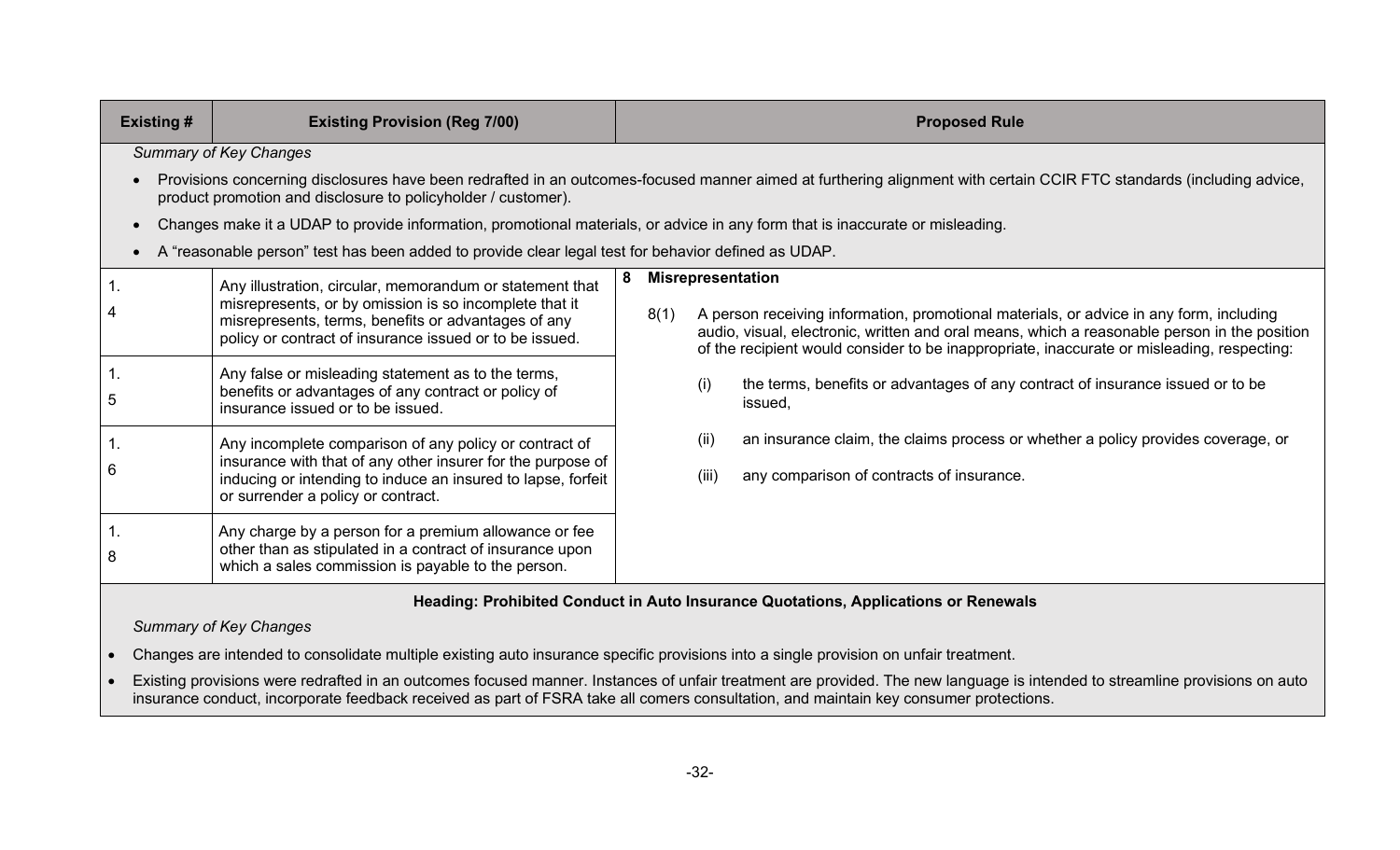| Existing # | Existing Provision (Reg 7/00) | Proposed Rule |
|---|---|---|
| *Summary of Key Changes*<br>• Provisions concerning disclosures have been redrafted in an outcomes-focused manner aimed at furthering alignment with certain CCIR FTC standards (including advice, product promotion and disclosure to policyholder / customer).<br>• Changes make it a UDAP to provide information, promotional materials, or advice in any form that is inaccurate or misleading.<br>• A "reasonable person" test has been added to provide clear legal test for behavior defined as UDAP. | | |
| 1. 4 | Any illustration, circular, memorandum or statement that misrepresents, or by omission is so incomplete that it misrepresents, terms, benefits or advantages of any policy or contract of insurance issued or to be issued. | **8 Misrepresentation**<br>8(1) A person receiving information, promotional materials, or advice in any form, including audio, visual, electronic, written and oral means, which a reasonable person in the position of the recipient would consider to be inappropriate, inaccurate or misleading, respecting:<br>(i) the terms, benefits or advantages of any contract of insurance issued or to be issued,<br>(ii) an insurance claim, the claims process or whether a policy provides coverage, or<br>(iii) any comparison of contracts of insurance. |
| 1. 5 | Any false or misleading statement as to the terms, benefits or advantages of any contract or policy of insurance issued or to be issued. | |
| 1. 6 | Any incomplete comparison of any policy or contract of insurance with that of any other insurer for the purpose of inducing or intending to induce an insured to lapse, forfeit or surrender a policy or contract. | |
| 1. 8 | Any charge by a person for a premium allowance or fee other than as stipulated in a contract of insurance upon which a sales commission is payable to the person. | |
| **Heading: Prohibited Conduct in Auto Insurance Quotations, Applications or Renewals**<br>*Summary of Key Changes*<br>• Changes are intended to consolidate multiple existing auto insurance specific provisions into a single provision on unfair treatment.<br>• Existing provisions were redrafted in an outcomes focused manner. Instances of unfair treatment are provided. The new language is intended to streamline provisions on auto insurance conduct, incorporate feedback received as part of FSRA take all comers consultation, and maintain key consumer protections. | | |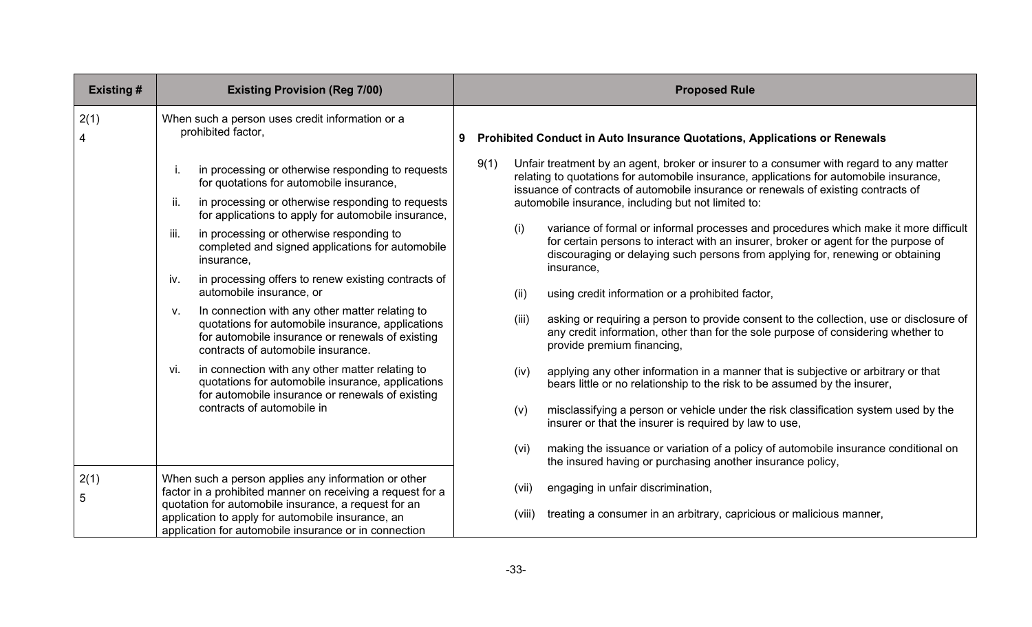| Existing # | Existing Provision (Reg 7/00) | Proposed Rule |
|---|---|---|
| 2(1) 4 | When such a person uses credit information or a prohibited factor,<br><br>i. in processing or otherwise responding to requests for quotations for automobile insurance,<br>ii. in processing or otherwise responding to requests for applications to apply for automobile insurance,<br>iii. in processing or otherwise responding to completed and signed applications for automobile insurance,<br>iv. in processing offers to renew existing contracts of automobile insurance, or<br>v. In connection with any other matter relating to quotations for automobile insurance, applications for automobile insurance or renewals of existing contracts of automobile insurance.<br>vi. in connection with any other matter relating to quotations for automobile insurance, applications for automobile insurance or renewals of existing contracts of automobile in | **9 Prohibited Conduct in Auto Insurance Quotations, Applications or Renewals**<br><br>9(1) Unfair treatment by an agent, broker or insurer to a consumer with regard to any matter relating to quotations for automobile insurance, applications for automobile insurance, issuance of contracts of automobile insurance or renewals of existing contracts of automobile insurance, including but not limited to:<br><br>(i) variance of formal or informal processes and procedures which make it more difficult for certain persons to interact with an insurer, broker or agent for the purpose of discouraging or delaying such persons from applying for, renewing or obtaining insurance,<br><br>(ii) using credit information or a prohibited factor,<br><br>(iii) asking or requiring a person to provide consent to the collection, use or disclosure of any credit information, other than for the sole purpose of considering whether to provide premium financing,<br><br>(iv) applying any other information in a manner that is subjective or arbitrary or that bears little or no relationship to the risk to be assumed by the insurer,<br><br>(v) misclassifying a person or vehicle under the risk classification system used by the insurer or that the insurer is required by law to use,<br><br>(vi) making the issuance or variation of a policy of automobile insurance conditional on the insured having or purchasing another insurance policy, |
| 2(1) 5 | When such a person applies any information or other factor in a prohibited manner on receiving a request for a quotation for automobile insurance, a request for an application to apply for automobile insurance, an application for automobile insurance or in connection | (vii) engaging in unfair discrimination,<br><br>(viii) treating a consumer in an arbitrary, capricious or malicious manner, |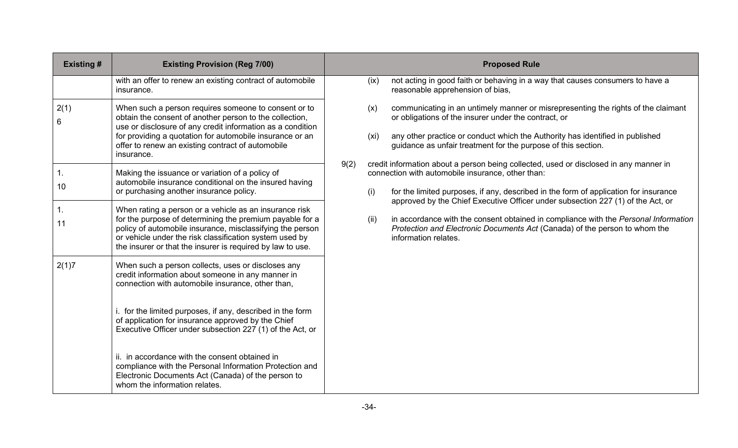| Existing # | Existing Provision (Reg 7/00) | Proposed Rule |
| --- | --- | --- |
| | with an offer to renew an existing contract of automobile insurance. | (ix) not acting in good faith or behaving in a way that causes consumers to have a reasonable apprehension of bias, |
| 2(1) 6 | When such a person requires someone to consent or to obtain the consent of another person to the collection, use or disclosure of any credit information as a condition for providing a quotation for automobile insurance or an offer to renew an existing contract of automobile insurance. | (x) communicating in an untimely manner or misrepresenting the rights of the claimant or obligations of the insurer under the contract, or<br><br>(xi) any other practice or conduct which the Authority has identified in published guidance as unfair treatment for the purpose of this section. |
| 1. 10 | Making the issuance or variation of a policy of automobile insurance conditional on the insured having or purchasing another insurance policy. | 9(2) credit information about a person being collected, used or disclosed in any manner in connection with automobile insurance, other than:<br><br>(i) for the limited purposes, if any, described in the form of application for insurance approved by the Chief Executive Officer under subsection 227 (1) of the Act, or<br><br>(ii) in accordance with the consent obtained in compliance with the *Personal Information Protection and Electronic Documents Act* (Canada) of the person to whom the information relates. |
| 1. 11 | When rating a person or a vehicle as an insurance risk for the purpose of determining the premium payable for a policy of automobile insurance, misclassifying the person or vehicle under the risk classification system used by the insurer or that the insurer is required by law to use. | |
| 2(1)7 | When such a person collects, uses or discloses any credit information about someone in any manner in connection with automobile insurance, other than,<br><br>i. for the limited purposes, if any, described in the form of application for insurance approved by the Chief Executive Officer under subsection 227 (1) of the Act, or<br><br>ii. in accordance with the consent obtained in compliance with the Personal Information Protection and Electronic Documents Act (Canada) of the person to whom the information relates. | |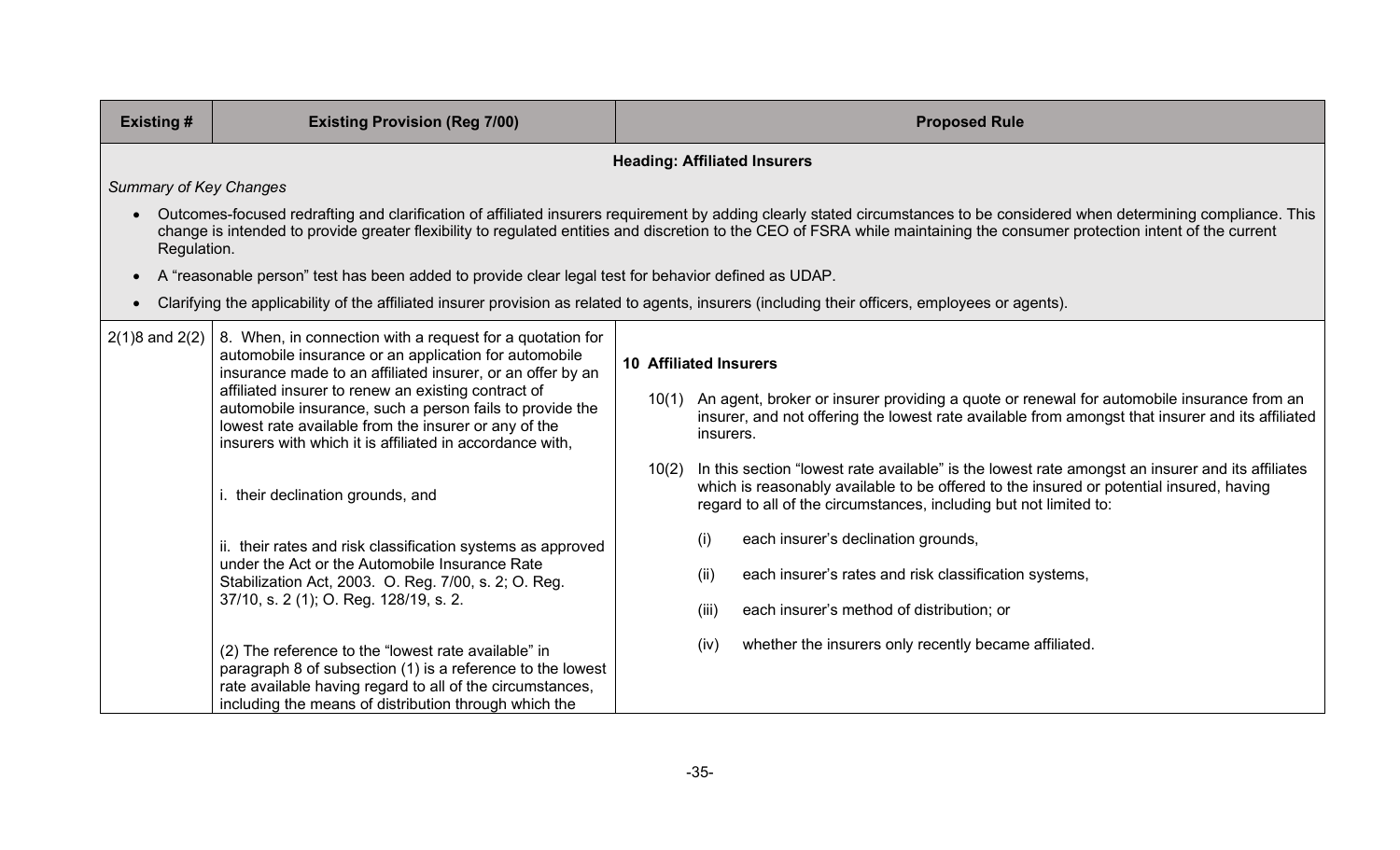| Existing # | Existing Provision (Reg 7/00) | Proposed Rule |
|---|---|---|
| **Heading: Affiliated Insurers** | | |
| *Summary of Key Changes*<br>• Outcomes-focused redrafting and clarification of affiliated insurers requirement by adding clearly stated circumstances to be considered when determining compliance. This change is intended to provide greater flexibility to regulated entities and discretion to the CEO of FSRA while maintaining the consumer protection intent of the current Regulation.<br>• A "reasonable person" test has been added to provide clear legal test for behavior defined as UDAP.<br>• Clarifying the applicability of the affiliated insurer provision as related to agents, insurers (including their officers, employees or agents). | | |
| 2(1)8 and 2(2) | 8. When, in connection with a request for a quotation for automobile insurance or an application for automobile insurance made to an affiliated insurer, or an offer by an affiliated insurer to renew an existing contract of automobile insurance, such a person fails to provide the lowest rate available from the insurer or any of the insurers with which it is affiliated in accordance with,<br><br>i. their declination grounds, and<br><br>ii. their rates and risk classification systems as approved under the Act or the Automobile Insurance Rate Stabilization Act, 2003. O. Reg. 7/00, s. 2; O. Reg. 37/10, s. 2 (1); O. Reg. 128/19, s. 2.<br><br>(2) The reference to the "lowest rate available" in paragraph 8 of subsection (1) is a reference to the lowest rate available having regard to all of the circumstances, including the means of distribution through which the | **10 Affiliated Insurers**<br><br>10(1) An agent, broker or insurer providing a quote or renewal for automobile insurance from an insurer, and not offering the lowest rate available from amongst that insurer and its affiliated insurers.<br><br>10(2) In this section "lowest rate available" is the lowest rate amongst an insurer and its affiliates which is reasonably available to be offered to the insured or potential insured, having regard to all of the circumstances, including but not limited to:<br><br>(i) each insurer's declination grounds,<br><br>(ii) each insurer's rates and risk classification systems,<br><br>(iii) each insurer's method of distribution; or<br><br>(iv) whether the insurers only recently became affiliated. |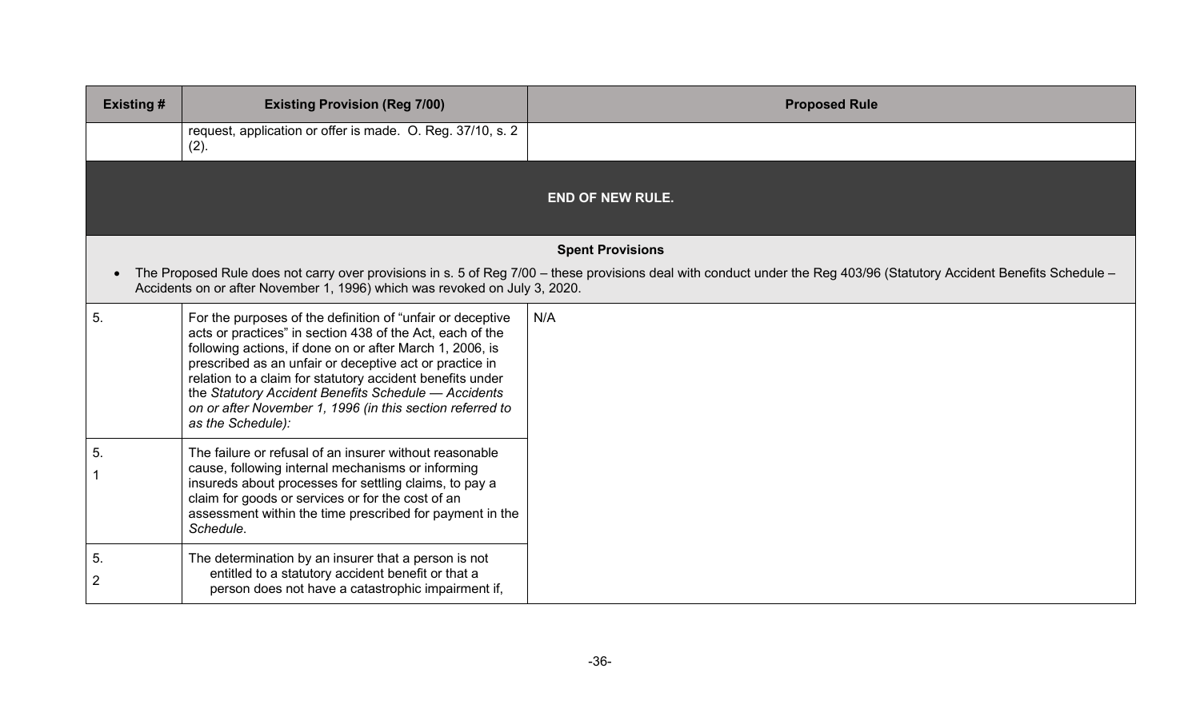| Existing # | Existing Provision (Reg 7/00) | Proposed Rule |
| --- | --- | --- |
| | request, application or offer is made. O. Reg. 37/10, s. 2 (2). | |
| **END OF NEW RULE.** | | |
| **Spent Provisions**<br>• The Proposed Rule does not carry over provisions in s. 5 of Reg 7/00 – these provisions deal with conduct under the Reg 403/96 (Statutory Accident Benefits Schedule – Accidents on or after November 1, 1996) which was revoked on July 3, 2020. | | |
| 5. | For the purposes of the definition of "unfair or deceptive acts or practices" in section 438 of the Act, each of the following actions, if done on or after March 1, 2006, is prescribed as an unfair or deceptive act or practice in relation to a claim for statutory accident benefits under the *Statutory Accident Benefits Schedule — Accidents on or after November 1, 1996 (in this section referred to as the Schedule):* | N/A |
| 5. 1 | The failure or refusal of an insurer without reasonable cause, following internal mechanisms or informing insureds about processes for settling claims, to pay a claim for goods or services or for the cost of an assessment within the time prescribed for payment in the *Schedule*. | |
| 5. 2 | The determination by an insurer that a person is not entitled to a statutory accident benefit or that a person does not have a catastrophic impairment if, | |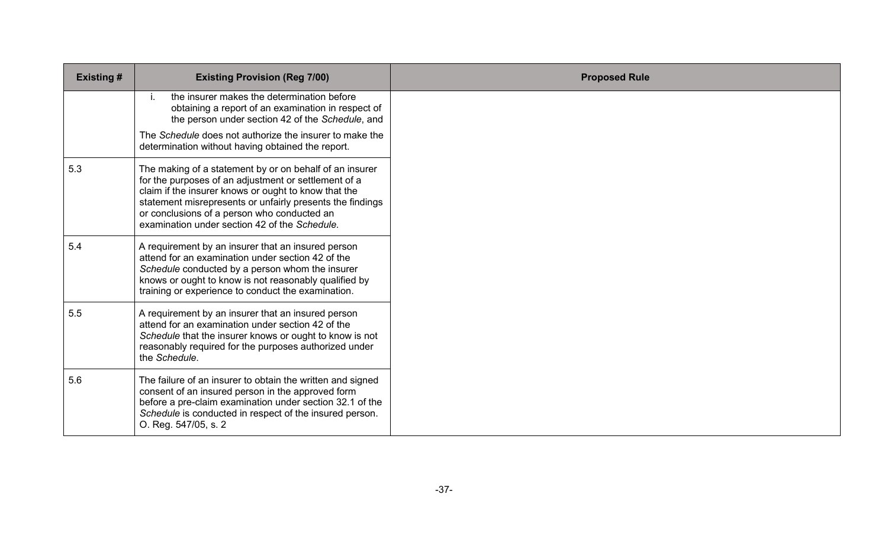| Existing # | Existing Provision (Reg 7/00) | Proposed Rule |
| --- | --- | --- |
| | i. the insurer makes the determination before obtaining a report of an examination in respect of the person under section 42 of the *Schedule*, and<br><br>The *Schedule* does not authorize the insurer to make the determination without having obtained the report. | |
| 5.3 | The making of a statement by or on behalf of an insurer for the purposes of an adjustment or settlement of a claim if the insurer knows or ought to know that the statement misrepresents or unfairly presents the findings or conclusions of a person who conducted an examination under section 42 of the *Schedule*. | |
| 5.4 | A requirement by an insurer that an insured person attend for an examination under section 42 of the *Schedule* conducted by a person whom the insurer knows or ought to know is not reasonably qualified by training or experience to conduct the examination. | |
| 5.5 | A requirement by an insurer that an insured person attend for an examination under section 42 of the *Schedule* that the insurer knows or ought to know is not reasonably required for the purposes authorized under the *Schedule*. | |
| 5.6 | The failure of an insurer to obtain the written and signed consent of an insured person in the approved form before a pre-claim examination under section 32.1 of the *Schedule* is conducted in respect of the insured person. O. Reg. 547/05, s. 2 | |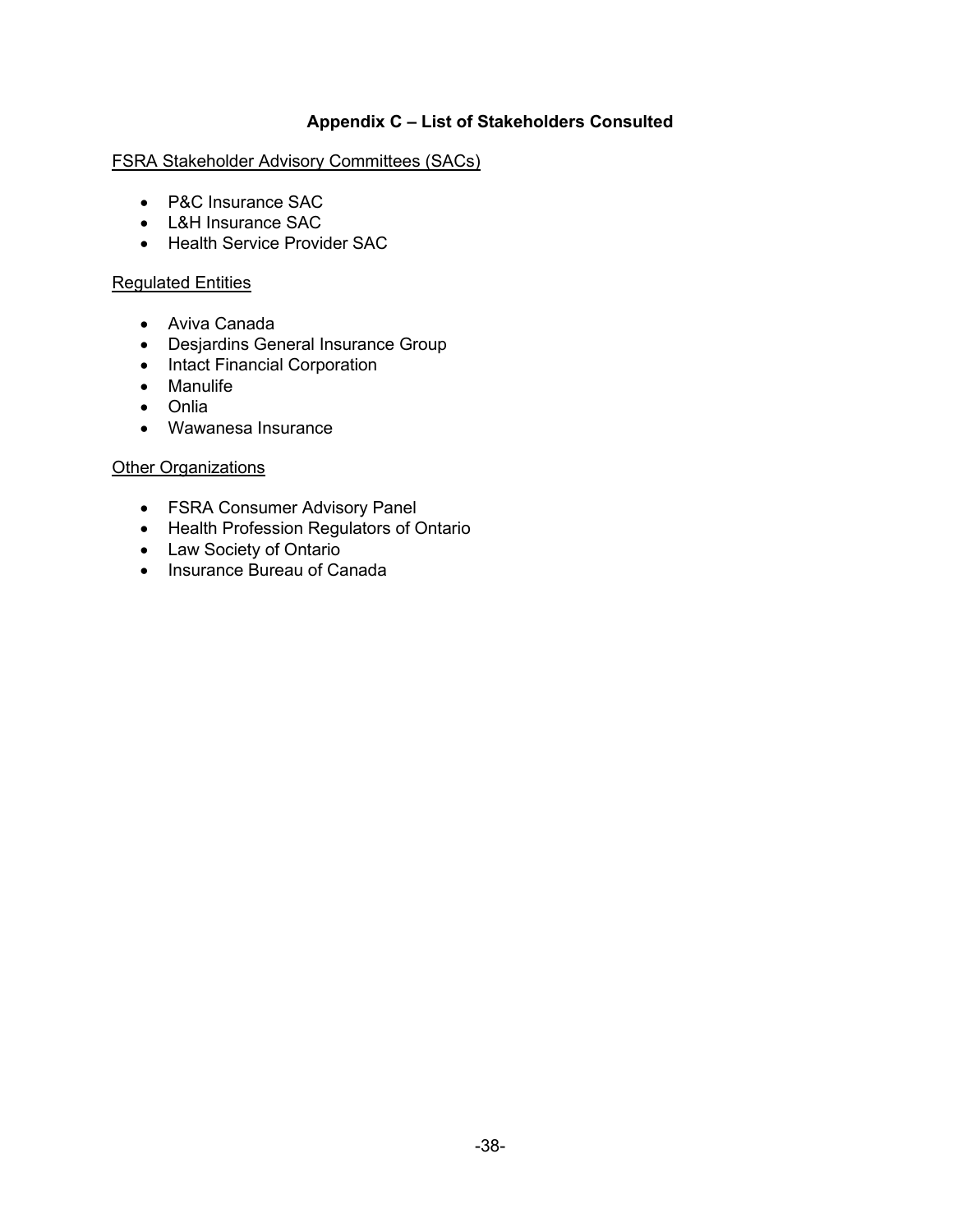## Appendix C – List of Stakeholders Consulted

FSRA Stakeholder Advisory Committees (SACs)

- P&C Insurance SAC
- L&H Insurance SAC
- Health Service Provider SAC

Regulated Entities

- Aviva Canada
- Desjardins General Insurance Group
- Intact Financial Corporation
- Manulife
- Onlia
- Wawanesa Insurance

Other Organizations

- FSRA Consumer Advisory Panel
- Health Profession Regulators of Ontario
- Law Society of Ontario
- Insurance Bureau of Canada